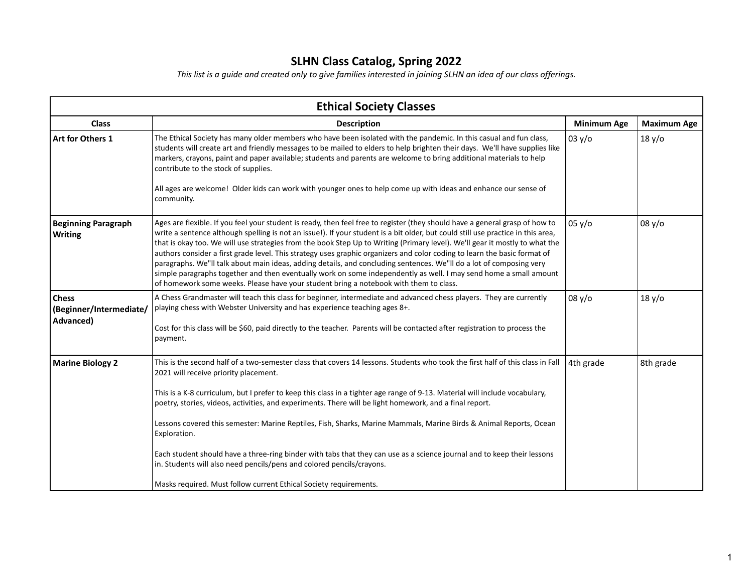# SLHN Class Catalog, Spring 2022

*This list is a guide and created only to give families interested in joining SLHN an idea of our class offerings.*

## Ethical Society Classes

| Class | Description | Minimum Age | Maximum Age |
|---|---|---|---|
| **Art for Others 1** | The Ethical Society has many older members who have been isolated with the pandemic. In this casual and fun class, students will create art and friendly messages to be mailed to elders to help brighten their days. We'll have supplies like markers, crayons, paint and paper available; students and parents are welcome to bring additional materials to help contribute to the stock of supplies.<br><br>All ages are welcome! Older kids can work with younger ones to help come up with ideas and enhance our sense of community. | 03 y/o | 18 y/o |
| **Beginning Paragraph Writing** | Ages are flexible. If you feel your student is ready, then feel free to register (they should have a general grasp of how to write a sentence although spelling is not an issue!). If your student is a bit older, but could still use practice in this area, that is okay too. We will use strategies from the book Step Up to Writing (Primary level). We'll gear it mostly to what the authors consider a first grade level. This strategy uses graphic organizers and color coding to learn the basic format of paragraphs. We"ll talk about main ideas, adding details, and concluding sentences. We"ll do a lot of composing very simple paragraphs together and then eventually work on some independently as well. I may send home a small amount of homework some weeks. Please have your student bring a notebook with them to class. | 05 y/o | 08 y/o |
| **Chess (Beginner/Intermediate/ Advanced)** | A Chess Grandmaster will teach this class for beginner, intermediate and advanced chess players. They are currently playing chess with Webster University and has experience teaching ages 8+.<br><br>Cost for this class will be $60, paid directly to the teacher. Parents will be contacted after registration to process the payment. | 08 y/o | 18 y/o |
| **Marine Biology 2** | This is the second half of a two-semester class that covers 14 lessons. Students who took the first half of this class in Fall 2021 will receive priority placement.<br><br>This is a K-8 curriculum, but I prefer to keep this class in a tighter age range of 9-13. Material will include vocabulary, poetry, stories, videos, activities, and experiments. There will be light homework, and a final report.<br><br>Lessons covered this semester: Marine Reptiles, Fish, Sharks, Marine Mammals, Marine Birds & Animal Reports, Ocean Exploration.<br><br>Each student should have a three-ring binder with tabs that they can use as a science journal and to keep their lessons in. Students will also need pencils/pens and colored pencils/crayons.<br><br>Masks required. Must follow current Ethical Society requirements. | 4th grade | 8th grade |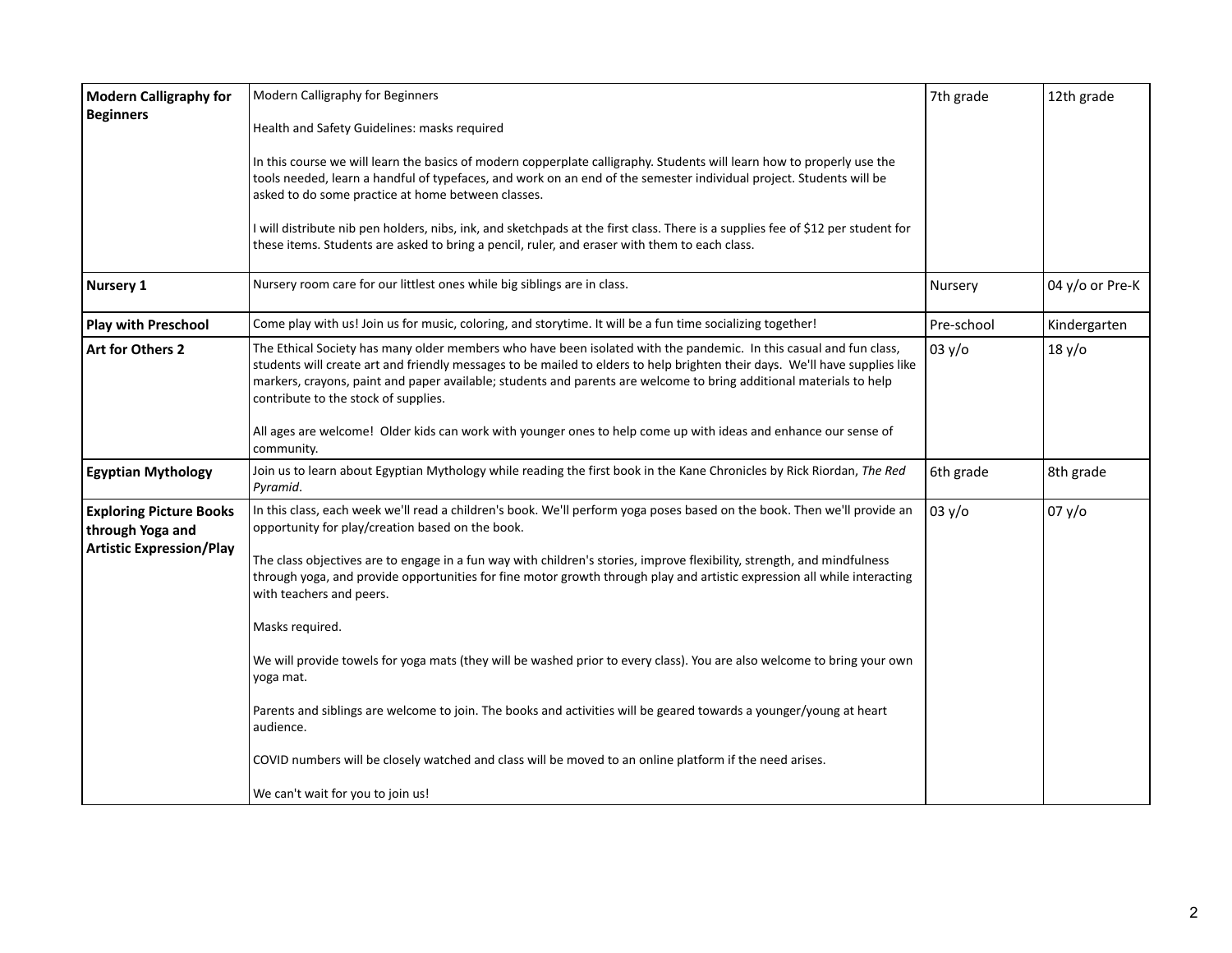| **Modern Calligraphy for Beginners** | Modern Calligraphy for Beginners<br><br>Health and Safety Guidelines: masks required<br><br>In this course we will learn the basics of modern copperplate calligraphy. Students will learn how to properly use the tools needed, learn a handful of typefaces, and work on an end of the semester individual project. Students will be asked to do some practice at home between classes.<br><br>I will distribute nib pen holders, nibs, ink, and sketchpads at the first class. There is a supplies fee of $12 per student for these items. Students are asked to bring a pencil, ruler, and eraser with them to each class. | 7th grade | 12th grade |
|---|---|---|---|
| **Nursery 1** | Nursery room care for our littlest ones while big siblings are in class. | Nursery | 04 y/o or Pre-K |
| **Play with Preschool** | Come play with us! Join us for music, coloring, and storytime. It will be a fun time socializing together! | Pre-school | Kindergarten |
| **Art for Others 2** | The Ethical Society has many older members who have been isolated with the pandemic. In this casual and fun class, students will create art and friendly messages to be mailed to elders to help brighten their days. We'll have supplies like markers, crayons, paint and paper available; students and parents are welcome to bring additional materials to help contribute to the stock of supplies.<br><br>All ages are welcome! Older kids can work with younger ones to help come up with ideas and enhance our sense of community. | 03 y/o | 18 y/o |
| **Egyptian Mythology** | Join us to learn about Egyptian Mythology while reading the first book in the Kane Chronicles by Rick Riordan, *The Red Pyramid*. | 6th grade | 8th grade |
| **Exploring Picture Books through Yoga and Artistic Expression/Play** | In this class, each week we'll read a children's book. We'll perform yoga poses based on the book. Then we'll provide an opportunity for play/creation based on the book.<br><br>The class objectives are to engage in a fun way with children's stories, improve flexibility, strength, and mindfulness through yoga, and provide opportunities for fine motor growth through play and artistic expression all while interacting with teachers and peers.<br><br>Masks required.<br><br>We will provide towels for yoga mats (they will be washed prior to every class). You are also welcome to bring your own yoga mat.<br><br>Parents and siblings are welcome to join. The books and activities will be geared towards a younger/young at heart audience.<br><br>COVID numbers will be closely watched and class will be moved to an online platform if the need arises.<br><br>We can't wait for you to join us! | 03 y/o | 07 y/o |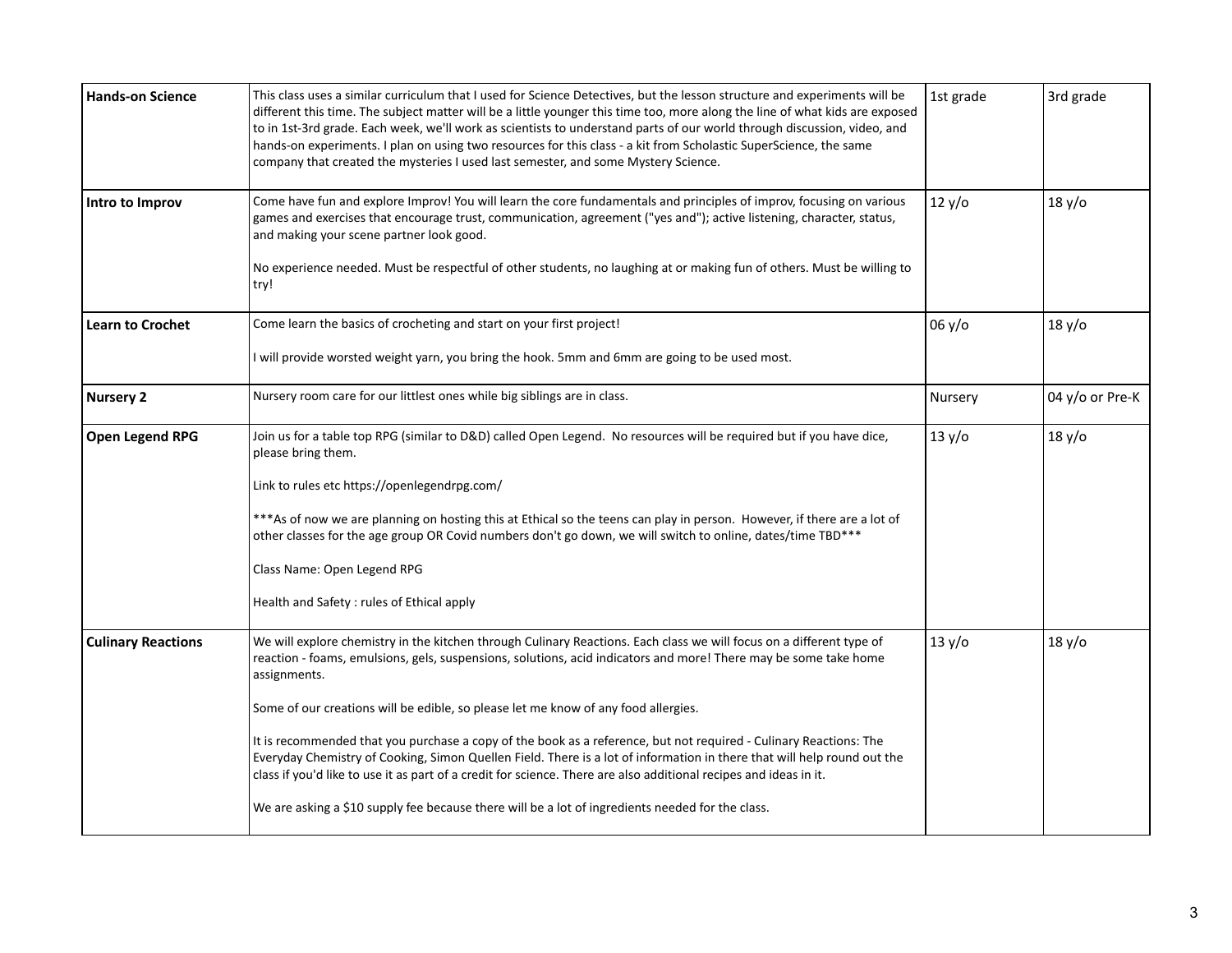| | | | |
|---|---|---|---|
| **Hands-on Science** | This class uses a similar curriculum that I used for Science Detectives, but the lesson structure and experiments will be different this time. The subject matter will be a little younger this time too, more along the line of what kids are exposed to in 1st-3rd grade. Each week, we'll work as scientists to understand parts of our world through discussion, video, and hands-on experiments. I plan on using two resources for this class - a kit from Scholastic SuperScience, the same company that created the mysteries I used last semester, and some Mystery Science. | 1st grade | 3rd grade |
| **Intro to Improv** | Come have fun and explore Improv! You will learn the core fundamentals and principles of improv, focusing on various games and exercises that encourage trust, communication, agreement ("yes and"); active listening, character, status, and making your scene partner look good.<br><br>No experience needed. Must be respectful of other students, no laughing at or making fun of others. Must be willing to try! | 12 y/o | 18 y/o |
| **Learn to Crochet** | Come learn the basics of crocheting and start on your first project!<br><br>I will provide worsted weight yarn, you bring the hook. 5mm and 6mm are going to be used most. | 06 y/o | 18 y/o |
| **Nursery 2** | Nursery room care for our littlest ones while big siblings are in class. | Nursery | 04 y/o or Pre-K |
| **Open Legend RPG** | Join us for a table top RPG (similar to D&D) called Open Legend. No resources will be required but if you have dice, please bring them.<br><br>Link to rules etc https://openlegendrpg.com/<br><br>***As of now we are planning on hosting this at Ethical so the teens can play in person. However, if there are a lot of other classes for the age group OR Covid numbers don't go down, we will switch to online, dates/time TBD***<br><br>Class Name: Open Legend RPG<br><br>Health and Safety : rules of Ethical apply | 13 y/o | 18 y/o |
| **Culinary Reactions** | We will explore chemistry in the kitchen through Culinary Reactions. Each class we will focus on a different type of reaction - foams, emulsions, gels, suspensions, solutions, acid indicators and more! There may be some take home assignments.<br><br>Some of our creations will be edible, so please let me know of any food allergies.<br><br>It is recommended that you purchase a copy of the book as a reference, but not required - Culinary Reactions: The Everyday Chemistry of Cooking, Simon Quellen Field. There is a lot of information in there that will help round out the class if you'd like to use it as part of a credit for science. There are also additional recipes and ideas in it.<br><br>We are asking a $10 supply fee because there will be a lot of ingredients needed for the class. | 13 y/o | 18 y/o |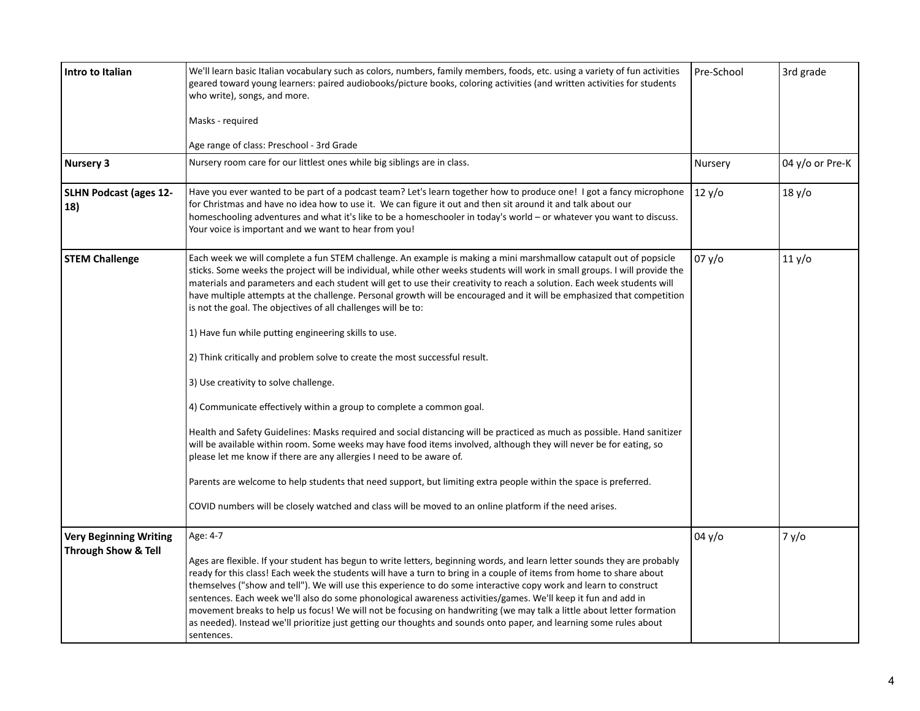| **Intro to Italian** | We'll learn basic Italian vocabulary such as colors, numbers, family members, foods, etc. using a variety of fun activities geared toward young learners: paired audiobooks/picture books, coloring activities (and written activities for students who write), songs, and more.<br><br>Masks - required<br><br>Age range of class: Preschool - 3rd Grade | Pre-School | 3rd grade |
|---|---|---|---|
| **Nursery 3** | Nursery room care for our littlest ones while big siblings are in class. | Nursery | 04 y/o or Pre-K |
| **SLHN Podcast (ages 12-18)** | Have you ever wanted to be part of a podcast team? Let's learn together how to produce one! I got a fancy microphone for Christmas and have no idea how to use it. We can figure it out and then sit around it and talk about our homeschooling adventures and what it's like to be a homeschooler in today's world – or whatever you want to discuss. Your voice is important and we want to hear from you! | 12 y/o | 18 y/o |
| **STEM Challenge** | Each week we will complete a fun STEM challenge. An example is making a mini marshmallow catapult out of popsicle sticks. Some weeks the project will be individual, while other weeks students will work in small groups. I will provide the materials and parameters and each student will get to use their creativity to reach a solution. Each week students will have multiple attempts at the challenge. Personal growth will be encouraged and it will be emphasized that competition is not the goal. The objectives of all challenges will be to:<br><br>1) Have fun while putting engineering skills to use.<br><br>2) Think critically and problem solve to create the most successful result.<br><br>3) Use creativity to solve challenge.<br><br>4) Communicate effectively within a group to complete a common goal.<br><br>Health and Safety Guidelines: Masks required and social distancing will be practiced as much as possible. Hand sanitizer will be available within room. Some weeks may have food items involved, although they will never be for eating, so please let me know if there are any allergies I need to be aware of.<br><br>Parents are welcome to help students that need support, but limiting extra people within the space is preferred.<br><br>COVID numbers will be closely watched and class will be moved to an online platform if the need arises. | 07 y/o | 11 y/o |
| **Very Beginning Writing Through Show & Tell** | Age: 4-7<br><br>Ages are flexible. If your student has begun to write letters, beginning words, and learn letter sounds they are probably ready for this class! Each week the students will have a turn to bring in a couple of items from home to share about themselves ("show and tell"). We will use this experience to do some interactive copy work and learn to construct sentences. Each week we'll also do some phonological awareness activities/games. We'll keep it fun and add in movement breaks to help us focus! We will not be focusing on handwriting (we may talk a little about letter formation as needed). Instead we'll prioritize just getting our thoughts and sounds onto paper, and learning some rules about sentences. | 04 y/o | 7 y/o |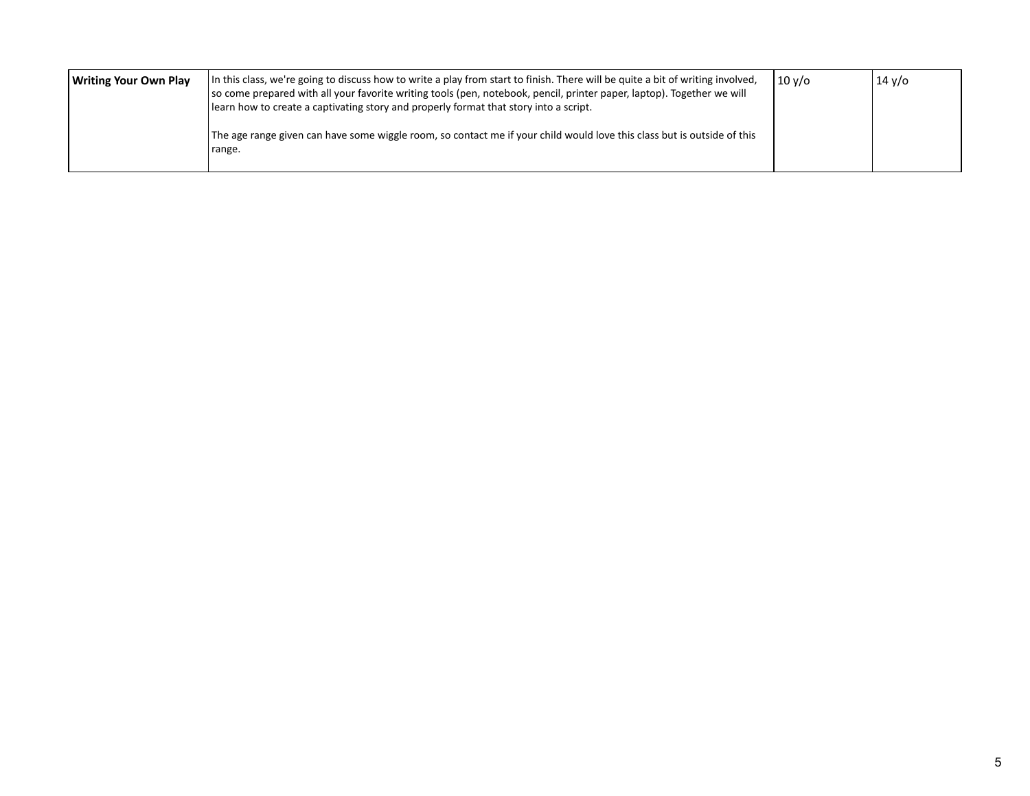| Writing Your Own Play | In this class, we're going to discuss how to write a play from start to finish. There will be quite a bit of writing involved, so come prepared with all your favorite writing tools (pen, notebook, pencil, printer paper, laptop). Together we will learn how to create a captivating story and properly format that story into a script.<br><br>The age range given can have some wiggle room, so contact me if your child would love this class but is outside of this range. | 10 y/o | 14 y/o |
|---|---|---|---|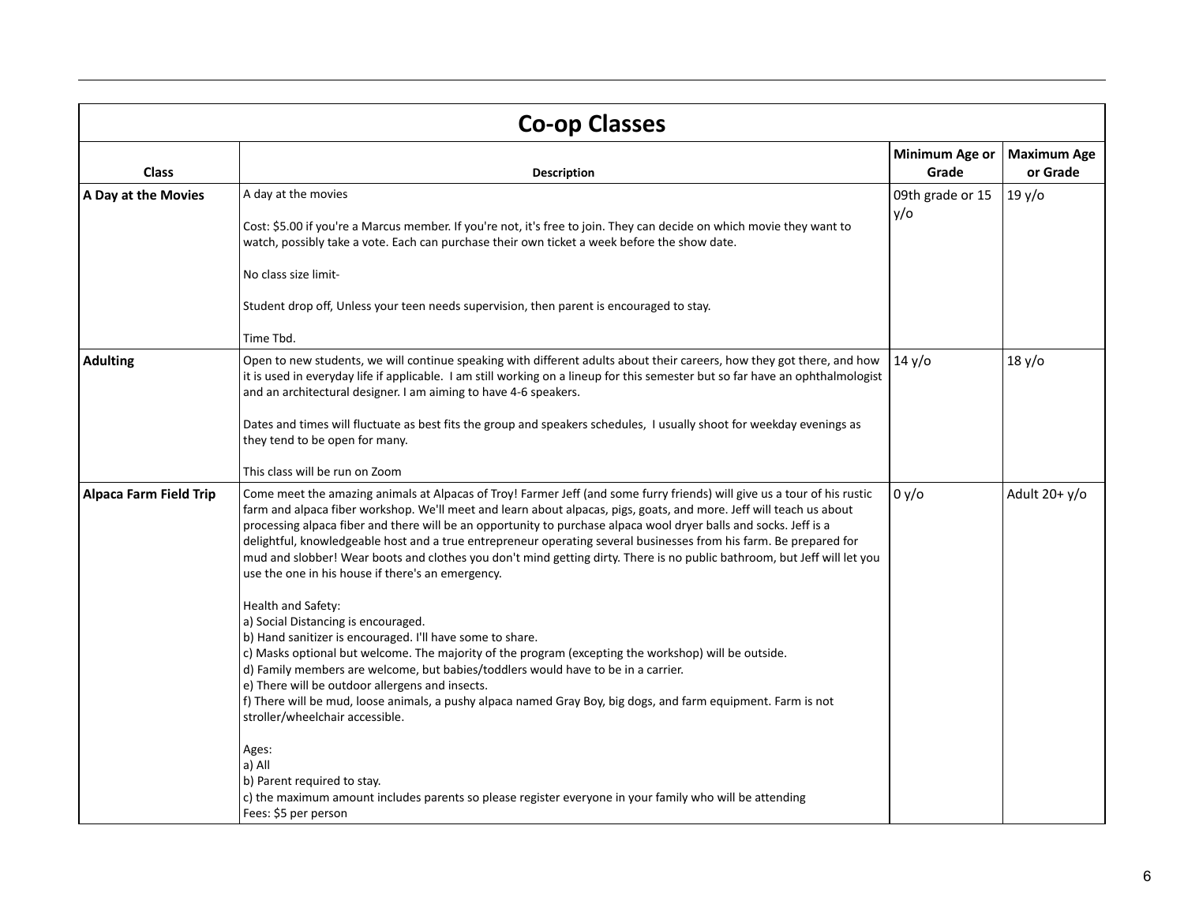| Co-op Classes | | | |
|---|---|---|---|
| **Class** | **Description** | **Minimum Age or Grade** | **Maximum Age or Grade** |
| **A Day at the Movies** | A day at the movies<br><br>Cost: $5.00 if you're a Marcus member. If you're not, it's free to join. They can decide on which movie they want to watch, possibly take a vote. Each can purchase their own ticket a week before the show date.<br><br>No class size limit-<br><br>Student drop off, Unless your teen needs supervision, then parent is encouraged to stay.<br><br>Time Tbd. | 09th grade or 15 y/o | 19 y/o |
| **Adulting** | Open to new students, we will continue speaking with different adults about their careers, how they got there, and how it is used in everyday life if applicable. I am still working on a lineup for this semester but so far have an ophthalmologist and an architectural designer. I am aiming to have 4-6 speakers.<br><br>Dates and times will fluctuate as best fits the group and speakers schedules, I usually shoot for weekday evenings as they tend to be open for many.<br><br>This class will be run on Zoom | 14 y/o | 18 y/o |
| **Alpaca Farm Field Trip** | Come meet the amazing animals at Alpacas of Troy! Farmer Jeff (and some furry friends) will give us a tour of his rustic farm and alpaca fiber workshop. We'll meet and learn about alpacas, pigs, goats, and more. Jeff will teach us about processing alpaca fiber and there will be an opportunity to purchase alpaca wool dryer balls and socks. Jeff is a delightful, knowledgeable host and a true entrepreneur operating several businesses from his farm. Be prepared for mud and slobber! Wear boots and clothes you don't mind getting dirty. There is no public bathroom, but Jeff will let you use the one in his house if there's an emergency.<br><br>Health and Safety:<br>a) Social Distancing is encouraged.<br>b) Hand sanitizer is encouraged. I'll have some to share.<br>c) Masks optional but welcome. The majority of the program (excepting the workshop) will be outside.<br>d) Family members are welcome, but babies/toddlers would have to be in a carrier.<br>e) There will be outdoor allergens and insects.<br>f) There will be mud, loose animals, a pushy alpaca named Gray Boy, big dogs, and farm equipment. Farm is not stroller/wheelchair accessible.<br><br>Ages:<br>a) All<br>b) Parent required to stay.<br>c) the maximum amount includes parents so please register everyone in your family who will be attending<br>Fees: $5 per person | 0 y/o | Adult 20+ y/o |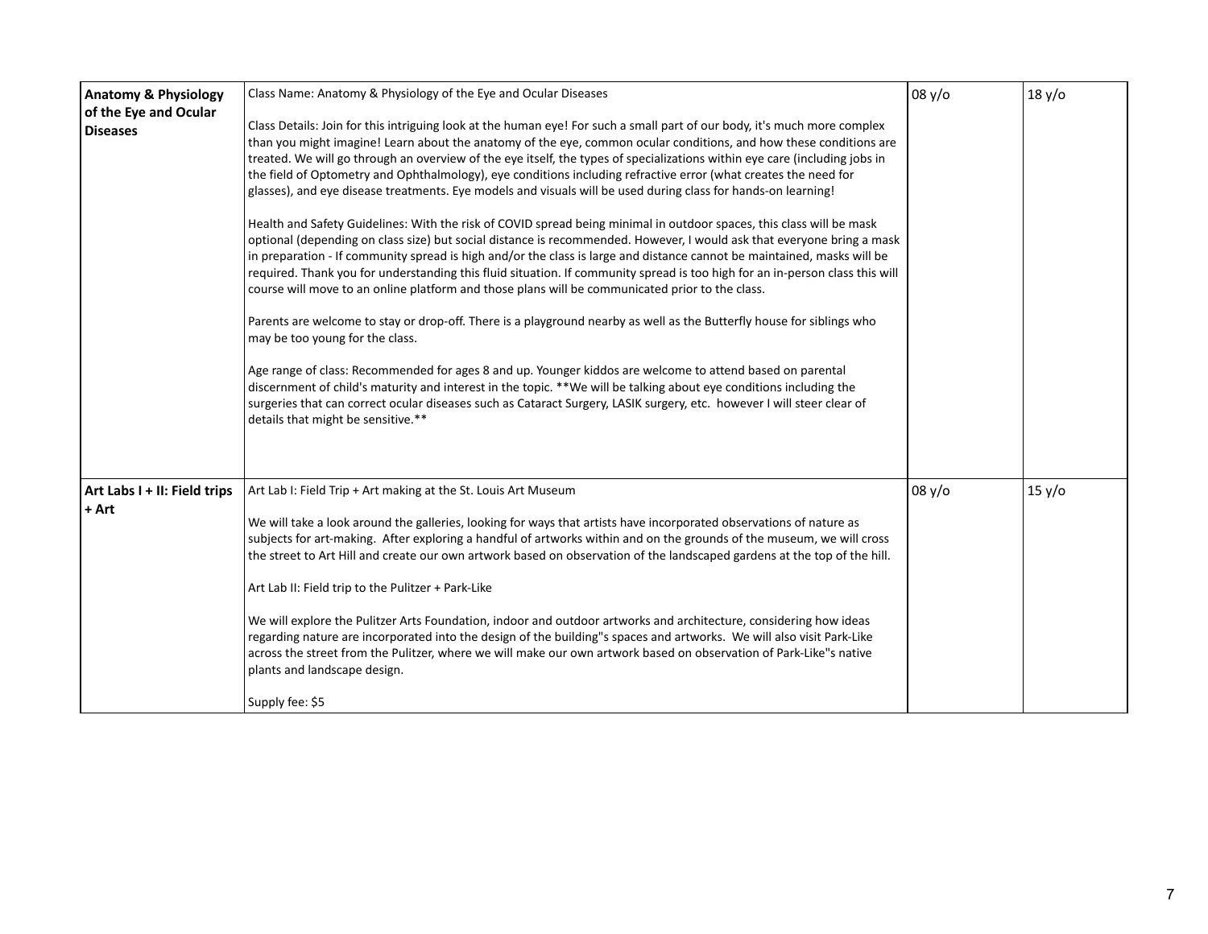| **Anatomy & Physiology of the Eye and Ocular Diseases** | Class Name: Anatomy & Physiology of the Eye and Ocular Diseases<br><br>Class Details: Join for this intriguing look at the human eye! For such a small part of our body, it's much more complex than you might imagine! Learn about the anatomy of the eye, common ocular conditions, and how these conditions are treated. We will go through an overview of the eye itself, the types of specializations within eye care (including jobs in the field of Optometry and Ophthalmology), eye conditions including refractive error (what creates the need for glasses), and eye disease treatments. Eye models and visuals will be used during class for hands-on learning!<br><br>Health and Safety Guidelines: With the risk of COVID spread being minimal in outdoor spaces, this class will be mask optional (depending on class size) but social distance is recommended. However, I would ask that everyone bring a mask in preparation - If community spread is high and/or the class is large and distance cannot be maintained, masks will be required. Thank you for understanding this fluid situation. If community spread is too high for an in-person class this will course will move to an online platform and those plans will be communicated prior to the class.<br><br>Parents are welcome to stay or drop-off. There is a playground nearby as well as the Butterfly house for siblings who may be too young for the class.<br><br>Age range of class: Recommended for ages 8 and up. Younger kiddos are welcome to attend based on parental discernment of child's maturity and interest in the topic. **We will be talking about eye conditions including the surgeries that can correct ocular diseases such as Cataract Surgery, LASIK surgery, etc. however I will steer clear of details that might be sensitive.** | 08 y/o | 18 y/o |
|---|---|---|---|
| **Art Labs I + II: Field trips + Art** | Art Lab I: Field Trip + Art making at the St. Louis Art Museum<br><br>We will take a look around the galleries, looking for ways that artists have incorporated observations of nature as subjects for art-making. After exploring a handful of artworks within and on the grounds of the museum, we will cross the street to Art Hill and create our own artwork based on observation of the landscaped gardens at the top of the hill.<br><br>Art Lab II: Field trip to the Pulitzer + Park-Like<br><br>We will explore the Pulitzer Arts Foundation, indoor and outdoor artworks and architecture, considering how ideas regarding nature are incorporated into the design of the building"s spaces and artworks. We will also visit Park-Like across the street from the Pulitzer, where we will make our own artwork based on observation of Park-Like"s native plants and landscape design.<br><br>Supply fee: $5 | 08 y/o | 15 y/o |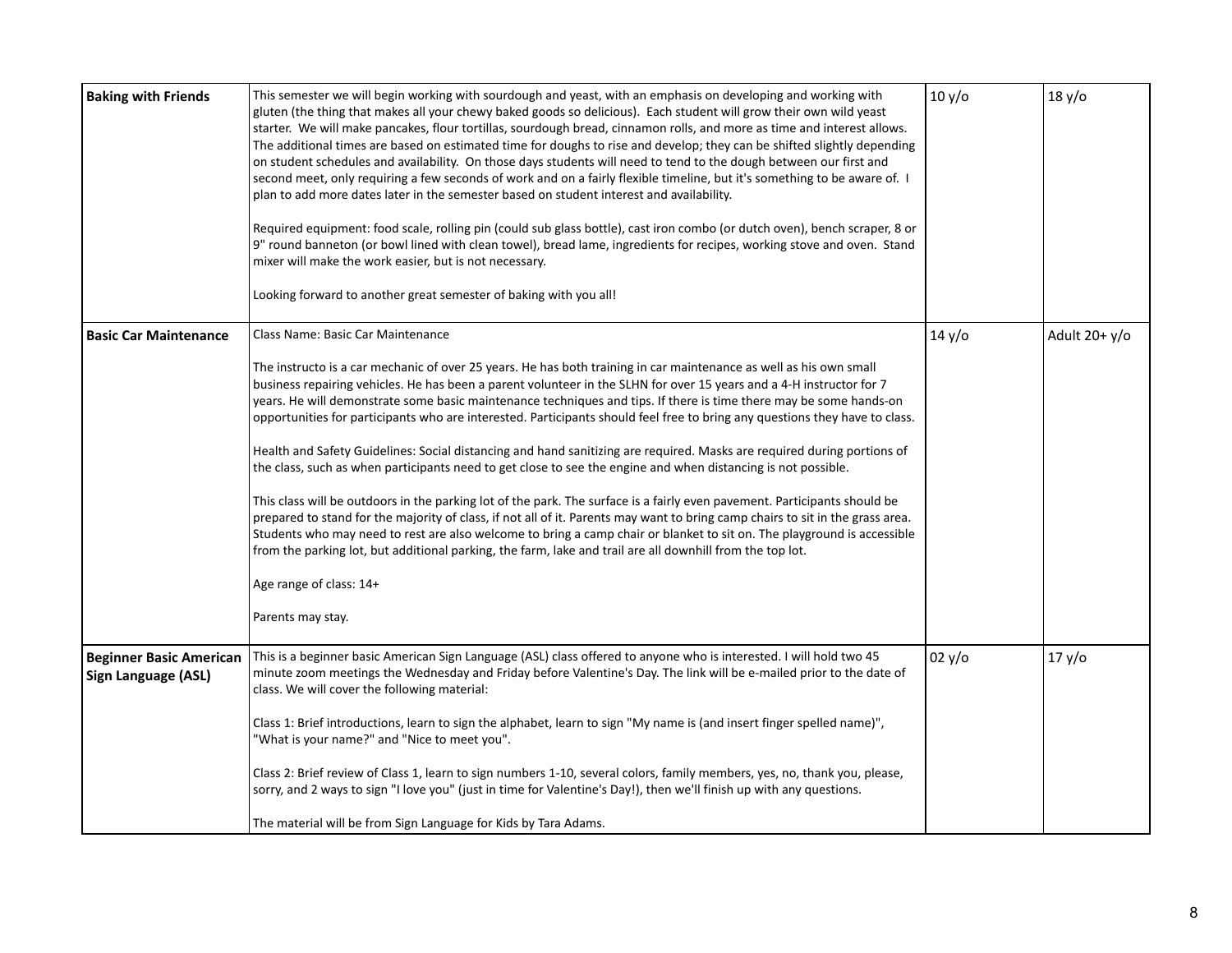| **Baking with Friends** | This semester we will begin working with sourdough and yeast, with an emphasis on developing and working with gluten (the thing that makes all your chewy baked goods so delicious). Each student will grow their own wild yeast starter. We will make pancakes, flour tortillas, sourdough bread, cinnamon rolls, and more as time and interest allows. The additional times are based on estimated time for doughs to rise and develop; they can be shifted slightly depending on student schedules and availability. On those days students will need to tend to the dough between our first and second meet, only requiring a few seconds of work and on a fairly flexible timeline, but it's something to be aware of. I plan to add more dates later in the semester based on student interest and availability.<br><br>Required equipment: food scale, rolling pin (could sub glass bottle), cast iron combo (or dutch oven), bench scraper, 8 or 9" round banneton (or bowl lined with clean towel), bread lame, ingredients for recipes, working stove and oven. Stand mixer will make the work easier, but is not necessary.<br><br>Looking forward to another great semester of baking with you all! | 10 y/o | 18 y/o |
|---|---|---|---|
| **Basic Car Maintenance** | Class Name: Basic Car Maintenance<br><br>The instructo is a car mechanic of over 25 years. He has both training in car maintenance as well as his own small business repairing vehicles. He has been a parent volunteer in the SLHN for over 15 years and a 4-H instructor for 7 years. He will demonstrate some basic maintenance techniques and tips. If there is time there may be some hands-on opportunities for participants who are interested. Participants should feel free to bring any questions they have to class.<br><br>Health and Safety Guidelines: Social distancing and hand sanitizing are required. Masks are required during portions of the class, such as when participants need to get close to see the engine and when distancing is not possible.<br><br>This class will be outdoors in the parking lot of the park. The surface is a fairly even pavement. Participants should be prepared to stand for the majority of class, if not all of it. Parents may want to bring camp chairs to sit in the grass area. Students who may need to rest are also welcome to bring a camp chair or blanket to sit on. The playground is accessible from the parking lot, but additional parking, the farm, lake and trail are all downhill from the top lot.<br><br>Age range of class: 14+<br><br>Parents may stay. | 14 y/o | Adult 20+ y/o |
| **Beginner Basic American Sign Language (ASL)** | This is a beginner basic American Sign Language (ASL) class offered to anyone who is interested. I will hold two 45 minute zoom meetings the Wednesday and Friday before Valentine's Day. The link will be e-mailed prior to the date of class. We will cover the following material:<br><br>Class 1: Brief introductions, learn to sign the alphabet, learn to sign "My name is (and insert finger spelled name)", "What is your name?" and "Nice to meet you".<br><br>Class 2: Brief review of Class 1, learn to sign numbers 1-10, several colors, family members, yes, no, thank you, please, sorry, and 2 ways to sign "I love you" (just in time for Valentine's Day!), then we'll finish up with any questions.<br><br>The material will be from Sign Language for Kids by Tara Adams. | 02 y/o | 17 y/o |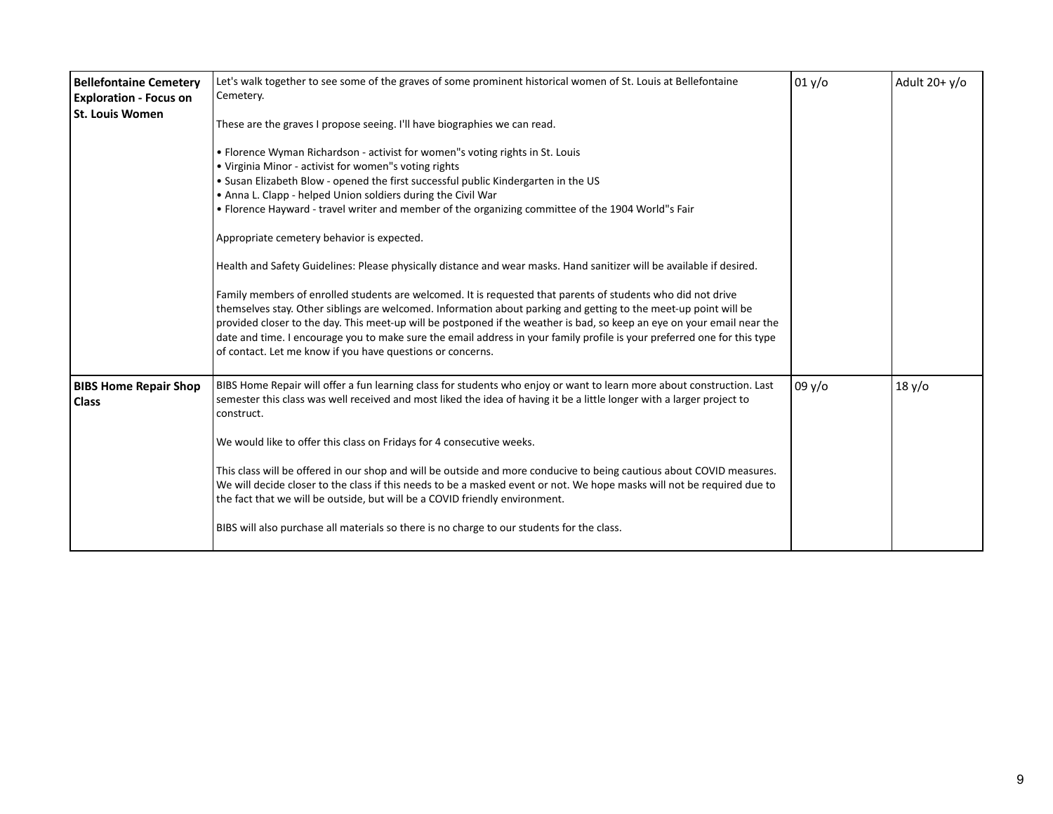| | | | |
|---|---|---|---|
| **Bellefontaine Cemetery Exploration - Focus on St. Louis Women** | Let's walk together to see some of the graves of some prominent historical women of St. Louis at Bellefontaine Cemetery.<br><br>These are the graves I propose seeing. I'll have biographies we can read.<br><br>• Florence Wyman Richardson - activist for women"s voting rights in St. Louis<br>• Virginia Minor - activist for women"s voting rights<br>• Susan Elizabeth Blow - opened the first successful public Kindergarten in the US<br>• Anna L. Clapp - helped Union soldiers during the Civil War<br>• Florence Hayward - travel writer and member of the organizing committee of the 1904 World"s Fair<br><br>Appropriate cemetery behavior is expected.<br><br>Health and Safety Guidelines: Please physically distance and wear masks. Hand sanitizer will be available if desired.<br><br>Family members of enrolled students are welcomed. It is requested that parents of students who did not drive themselves stay. Other siblings are welcomed. Information about parking and getting to the meet-up point will be provided closer to the day. This meet-up will be postponed if the weather is bad, so keep an eye on your email near the date and time. I encourage you to make sure the email address in your family profile is your preferred one for this type of contact. Let me know if you have questions or concerns. | 01 y/o | Adult 20+ y/o |
| **BIBS Home Repair Shop Class** | BIBS Home Repair will offer a fun learning class for students who enjoy or want to learn more about construction. Last semester this class was well received and most liked the idea of having it be a little longer with a larger project to construct.<br><br>We would like to offer this class on Fridays for 4 consecutive weeks.<br><br>This class will be offered in our shop and will be outside and more conducive to being cautious about COVID measures. We will decide closer to the class if this needs to be a masked event or not. We hope masks will not be required due to the fact that we will be outside, but will be a COVID friendly environment.<br><br>BIBS will also purchase all materials so there is no charge to our students for the class. | 09 y/o | 18 y/o |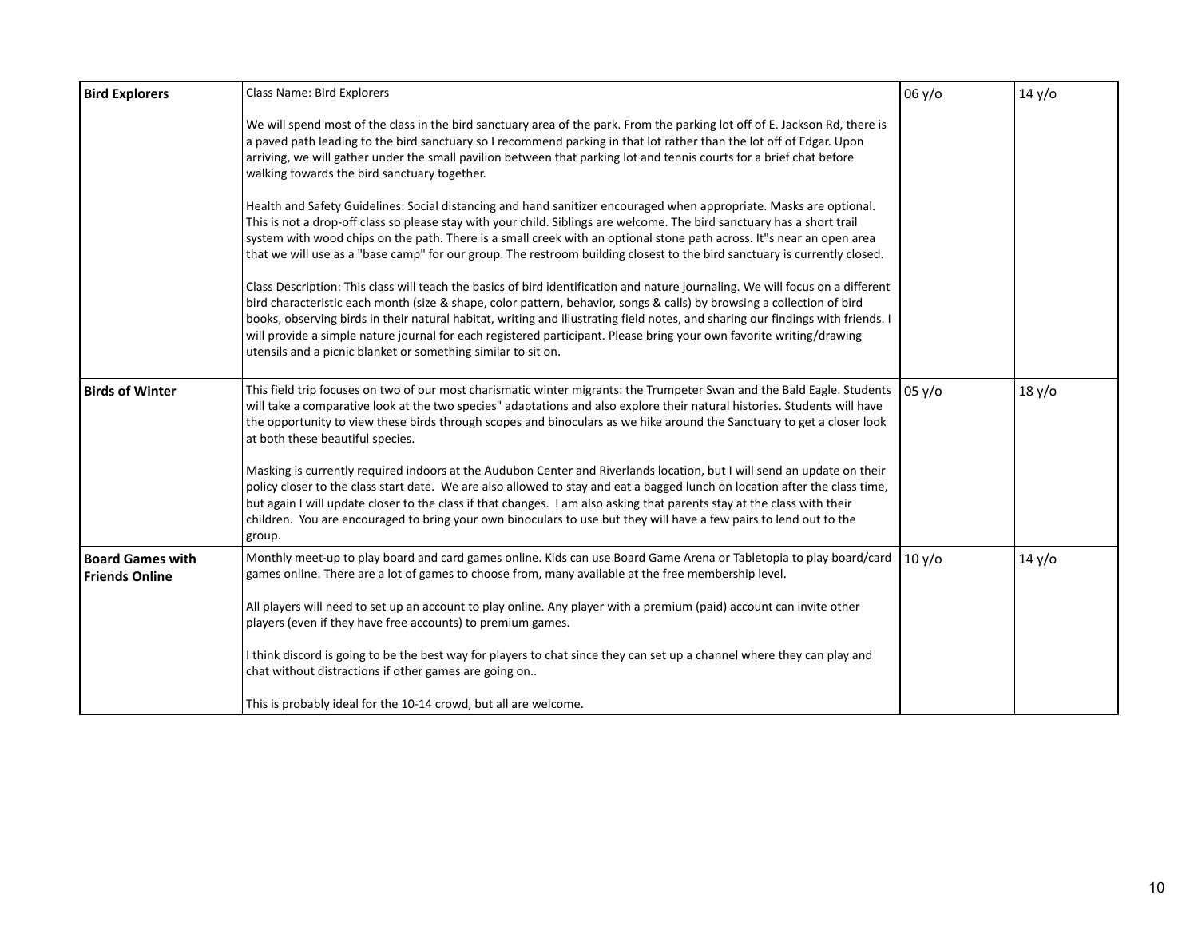| **Bird Explorers** | Class Name: Bird Explorers<br><br>We will spend most of the class in the bird sanctuary area of the park. From the parking lot off of E. Jackson Rd, there is a paved path leading to the bird sanctuary so I recommend parking in that lot rather than the lot off of Edgar. Upon arriving, we will gather under the small pavilion between that parking lot and tennis courts for a brief chat before walking towards the bird sanctuary together.<br><br>Health and Safety Guidelines: Social distancing and hand sanitizer encouraged when appropriate. Masks are optional. This is not a drop-off class so please stay with your child. Siblings are welcome. The bird sanctuary has a short trail system with wood chips on the path. There is a small creek with an optional stone path across. It"s near an open area that we will use as a "base camp" for our group. The restroom building closest to the bird sanctuary is currently closed.<br><br>Class Description: This class will teach the basics of bird identification and nature journaling. We will focus on a different bird characteristic each month (size & shape, color pattern, behavior, songs & calls) by browsing a collection of bird books, observing birds in their natural habitat, writing and illustrating field notes, and sharing our findings with friends. I will provide a simple nature journal for each registered participant. Please bring your own favorite writing/drawing utensils and a picnic blanket or something similar to sit on. | 06 y/o | 14 y/o |
|---|---|---|---|
| **Birds of Winter** | This field trip focuses on two of our most charismatic winter migrants: the Trumpeter Swan and the Bald Eagle. Students will take a comparative look at the two species" adaptations and also explore their natural histories. Students will have the opportunity to view these birds through scopes and binoculars as we hike around the Sanctuary to get a closer look at both these beautiful species.<br><br>Masking is currently required indoors at the Audubon Center and Riverlands location, but I will send an update on their policy closer to the class start date. We are also allowed to stay and eat a bagged lunch on location after the class time, but again I will update closer to the class if that changes. I am also asking that parents stay at the class with their children. You are encouraged to bring your own binoculars to use but they will have a few pairs to lend out to the group. | 05 y/o | 18 y/o |
| **Board Games with Friends Online** | Monthly meet-up to play board and card games online. Kids can use Board Game Arena or Tabletopia to play board/card games online. There are a lot of games to choose from, many available at the free membership level.<br><br>All players will need to set up an account to play online. Any player with a premium (paid) account can invite other players (even if they have free accounts) to premium games.<br><br>I think discord is going to be the best way for players to chat since they can set up a channel where they can play and chat without distractions if other games are going on..<br><br>This is probably ideal for the 10-14 crowd, but all are welcome. | 10 y/o | 14 y/o |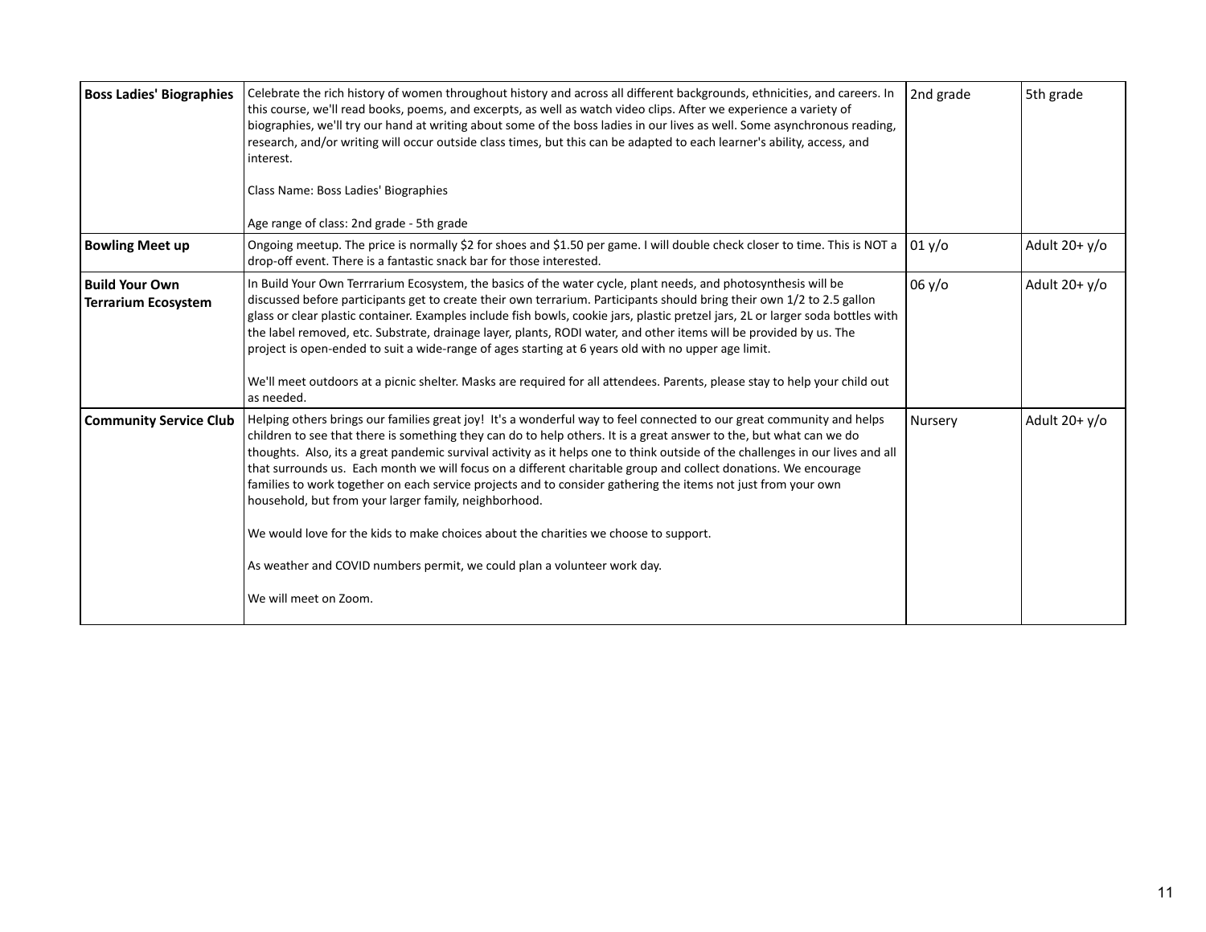| **Boss Ladies' Biographies** | Celebrate the rich history of women throughout history and across all different backgrounds, ethnicities, and careers. In this course, we'll read books, poems, and excerpts, as well as watch video clips. After we experience a variety of biographies, we'll try our hand at writing about some of the boss ladies in our lives as well. Some asynchronous reading, research, and/or writing will occur outside class times, but this can be adapted to each learner's ability, access, and interest.<br><br>Class Name: Boss Ladies' Biographies<br><br>Age range of class: 2nd grade - 5th grade | 2nd grade | 5th grade |
|---|---|---|---|
| **Bowling Meet up** | Ongoing meetup. The price is normally $2 for shoes and $1.50 per game. I will double check closer to time. This is NOT a drop-off event. There is a fantastic snack bar for those interested. | 01 y/o | Adult 20+ y/o |
| **Build Your Own Terrarium Ecosystem** | In Build Your Own Terrrarium Ecosystem, the basics of the water cycle, plant needs, and photosynthesis will be discussed before participants get to create their own terrarium. Participants should bring their own 1/2 to 2.5 gallon glass or clear plastic container. Examples include fish bowls, cookie jars, plastic pretzel jars, 2L or larger soda bottles with the label removed, etc. Substrate, drainage layer, plants, RODI water, and other items will be provided by us. The project is open-ended to suit a wide-range of ages starting at 6 years old with no upper age limit.<br><br>We'll meet outdoors at a picnic shelter. Masks are required for all attendees. Parents, please stay to help your child out as needed. | 06 y/o | Adult 20+ y/o |
| **Community Service Club** | Helping others brings our families great joy! It's a wonderful way to feel connected to our great community and helps children to see that there is something they can do to help others. It is a great answer to the, but what can we do thoughts. Also, its a great pandemic survival activity as it helps one to think outside of the challenges in our lives and all that surrounds us. Each month we will focus on a different charitable group and collect donations. We encourage families to work together on each service projects and to consider gathering the items not just from your own household, but from your larger family, neighborhood.<br><br>We would love for the kids to make choices about the charities we choose to support.<br><br>As weather and COVID numbers permit, we could plan a volunteer work day.<br><br>We will meet on Zoom. | Nursery | Adult 20+ y/o |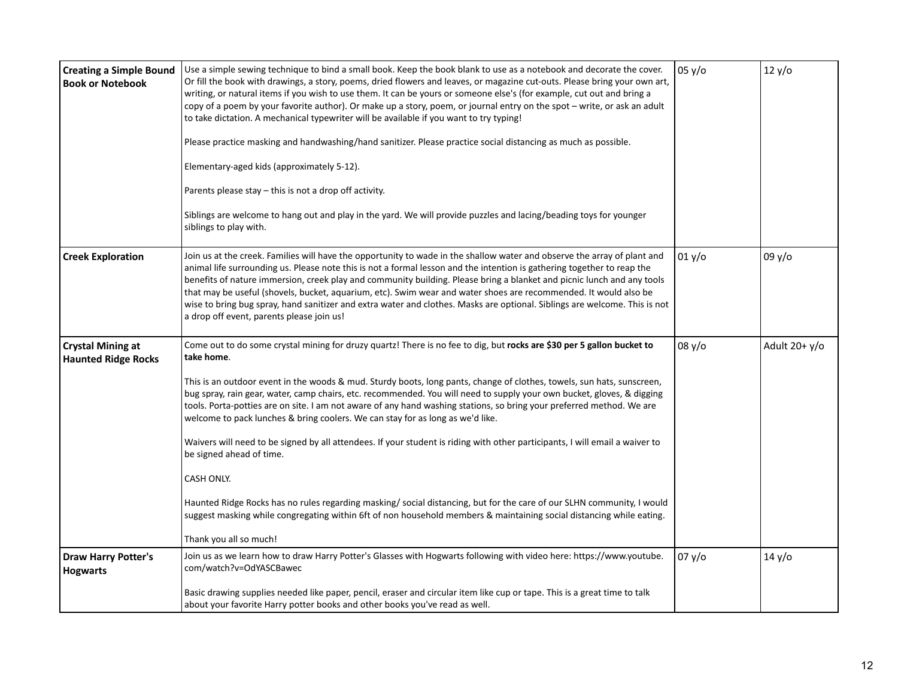| | | | |
|---|---|---|---|
| **Creating a Simple Bound Book or Notebook** | Use a simple sewing technique to bind a small book. Keep the book blank to use as a notebook and decorate the cover. Or fill the book with drawings, a story, poems, dried flowers and leaves, or magazine cut-outs. Please bring your own art, writing, or natural items if you wish to use them. It can be yours or someone else's (for example, cut out and bring a copy of a poem by your favorite author). Or make up a story, poem, or journal entry on the spot – write, or ask an adult to take dictation. A mechanical typewriter will be available if you want to try typing!<br><br>Please practice masking and handwashing/hand sanitizer. Please practice social distancing as much as possible.<br><br>Elementary-aged kids (approximately 5-12).<br><br>Parents please stay – this is not a drop off activity.<br><br>Siblings are welcome to hang out and play in the yard. We will provide puzzles and lacing/beading toys for younger siblings to play with. | 05 y/o | 12 y/o |
| **Creek Exploration** | Join us at the creek. Families will have the opportunity to wade in the shallow water and observe the array of plant and animal life surrounding us. Please note this is not a formal lesson and the intention is gathering together to reap the benefits of nature immersion, creek play and community building. Please bring a blanket and picnic lunch and any tools that may be useful (shovels, bucket, aquarium, etc). Swim wear and water shoes are recommended. It would also be wise to bring bug spray, hand sanitizer and extra water and clothes. Masks are optional. Siblings are welcome. This is not a drop off event, parents please join us! | 01 y/o | 09 y/o |
| **Crystal Mining at Haunted Ridge Rocks** | Come out to do some crystal mining for druzy quartz! There is no fee to dig, but **rocks are $30 per 5 gallon bucket to take home**.<br><br>This is an outdoor event in the woods & mud. Sturdy boots, long pants, change of clothes, towels, sun hats, sunscreen, bug spray, rain gear, water, camp chairs, etc. recommended. You will need to supply your own bucket, gloves, & digging tools. Porta-potties are on site. I am not aware of any hand washing stations, so bring your preferred method. We are welcome to pack lunches & bring coolers. We can stay for as long as we'd like.<br><br>Waivers will need to be signed by all attendees. If your student is riding with other participants, I will email a waiver to be signed ahead of time.<br><br>CASH ONLY.<br><br>Haunted Ridge Rocks has no rules regarding masking/ social distancing, but for the care of our SLHN community, I would suggest masking while congregating within 6ft of non household members & maintaining social distancing while eating.<br><br>Thank you all so much! | 08 y/o | Adult 20+ y/o |
| **Draw Harry Potter's Hogwarts** | Join us as we learn how to draw Harry Potter's Glasses with Hogwarts following with video here: https://www.youtube.com/watch?v=OdYASCBawec<br><br>Basic drawing supplies needed like paper, pencil, eraser and circular item like cup or tape. This is a great time to talk about your favorite Harry potter books and other books you've read as well. | 07 y/o | 14 y/o |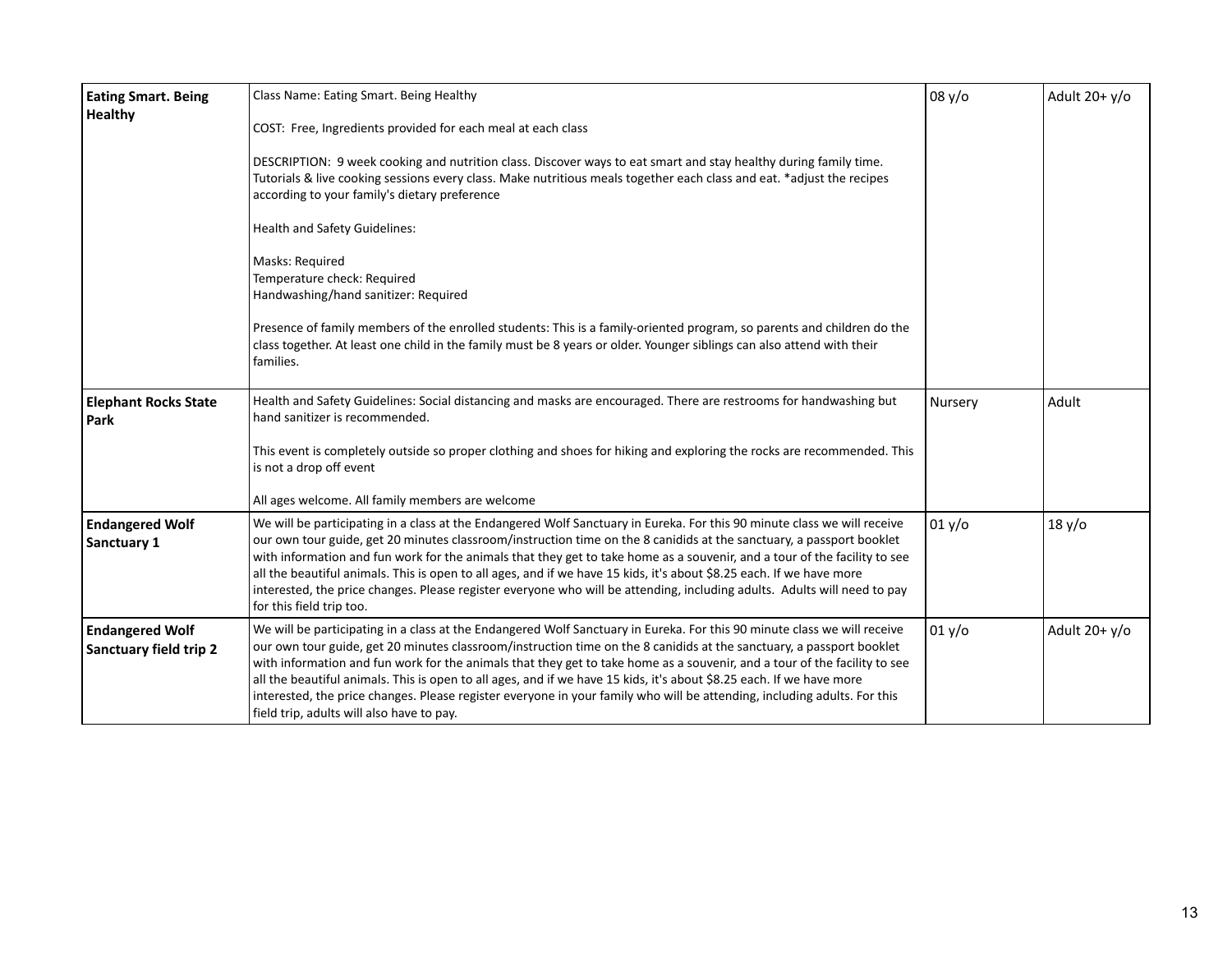| | | | |
|---|---|---|---|
| **Eating Smart. Being Healthy** | Class Name: Eating Smart. Being Healthy<br><br>COST: Free, Ingredients provided for each meal at each class<br><br>DESCRIPTION: 9 week cooking and nutrition class. Discover ways to eat smart and stay healthy during family time. Tutorials & live cooking sessions every class. Make nutritious meals together each class and eat. *adjust the recipes according to your family's dietary preference<br><br>Health and Safety Guidelines:<br><br>Masks: Required<br>Temperature check: Required<br>Handwashing/hand sanitizer: Required<br><br>Presence of family members of the enrolled students: This is a family-oriented program, so parents and children do the class together. At least one child in the family must be 8 years or older. Younger siblings can also attend with their families. | 08 y/o | Adult 20+ y/o |
| **Elephant Rocks State Park** | Health and Safety Guidelines: Social distancing and masks are encouraged. There are restrooms for handwashing but hand sanitizer is recommended.<br><br>This event is completely outside so proper clothing and shoes for hiking and exploring the rocks are recommended. This is not a drop off event<br><br>All ages welcome. All family members are welcome | Nursery | Adult |
| **Endangered Wolf Sanctuary 1** | We will be participating in a class at the Endangered Wolf Sanctuary in Eureka. For this 90 minute class we will receive our own tour guide, get 20 minutes classroom/instruction time on the 8 canidids at the sanctuary, a passport booklet with information and fun work for the animals that they get to take home as a souvenir, and a tour of the facility to see all the beautiful animals. This is open to all ages, and if we have 15 kids, it's about $8.25 each. If we have more interested, the price changes. Please register everyone who will be attending, including adults. Adults will need to pay for this field trip too. | 01 y/o | 18 y/o |
| **Endangered Wolf Sanctuary field trip 2** | We will be participating in a class at the Endangered Wolf Sanctuary in Eureka. For this 90 minute class we will receive our own tour guide, get 20 minutes classroom/instruction time on the 8 canidids at the sanctuary, a passport booklet with information and fun work for the animals that they get to take home as a souvenir, and a tour of the facility to see all the beautiful animals. This is open to all ages, and if we have 15 kids, it's about $8.25 each. If we have more interested, the price changes. Please register everyone in your family who will be attending, including adults. For this field trip, adults will also have to pay. | 01 y/o | Adult 20+ y/o |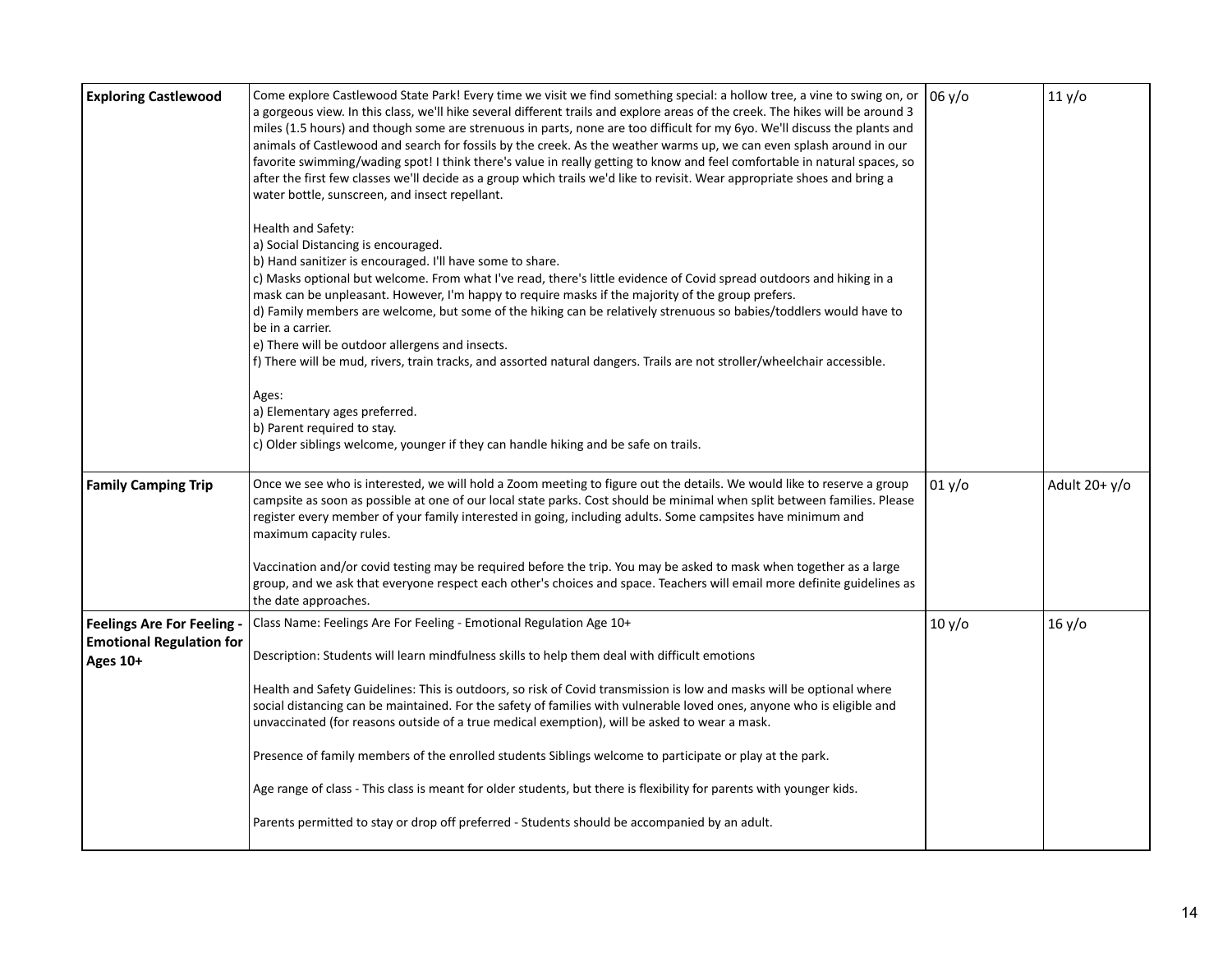| | | | |
|---|---|---|---|
| **Exploring Castlewood** | Come explore Castlewood State Park! Every time we visit we find something special: a hollow tree, a vine to swing on, or a gorgeous view. In this class, we'll hike several different trails and explore areas of the creek. The hikes will be around 3 miles (1.5 hours) and though some are strenuous in parts, none are too difficult for my 6yo. We'll discuss the plants and animals of Castlewood and search for fossils by the creek. As the weather warms up, we can even splash around in our favorite swimming/wading spot! I think there's value in really getting to know and feel comfortable in natural spaces, so after the first few classes we'll decide as a group which trails we'd like to revisit. Wear appropriate shoes and bring a water bottle, sunscreen, and insect repellant.<br><br>Health and Safety:<br>a) Social Distancing is encouraged.<br>b) Hand sanitizer is encouraged. I'll have some to share.<br>c) Masks optional but welcome. From what I've read, there's little evidence of Covid spread outdoors and hiking in a mask can be unpleasant. However, I'm happy to require masks if the majority of the group prefers.<br>d) Family members are welcome, but some of the hiking can be relatively strenuous so babies/toddlers would have to be in a carrier.<br>e) There will be outdoor allergens and insects.<br>f) There will be mud, rivers, train tracks, and assorted natural dangers. Trails are not stroller/wheelchair accessible.<br><br>Ages:<br>a) Elementary ages preferred.<br>b) Parent required to stay.<br>c) Older siblings welcome, younger if they can handle hiking and be safe on trails. | 06 y/o | 11 y/o |
| **Family Camping Trip** | Once we see who is interested, we will hold a Zoom meeting to figure out the details. We would like to reserve a group campsite as soon as possible at one of our local state parks. Cost should be minimal when split between families. Please register every member of your family interested in going, including adults. Some campsites have minimum and maximum capacity rules.<br><br>Vaccination and/or covid testing may be required before the trip. You may be asked to mask when together as a large group, and we ask that everyone respect each other's choices and space. Teachers will email more definite guidelines as the date approaches. | 01 y/o | Adult 20+ y/o |
| **Feelings Are For Feeling - Emotional Regulation for Ages 10+** | Class Name: Feelings Are For Feeling - Emotional Regulation Age 10+<br><br>Description: Students will learn mindfulness skills to help them deal with difficult emotions<br><br>Health and Safety Guidelines: This is outdoors, so risk of Covid transmission is low and masks will be optional where social distancing can be maintained. For the safety of families with vulnerable loved ones, anyone who is eligible and unvaccinated (for reasons outside of a true medical exemption), will be asked to wear a mask.<br><br>Presence of family members of the enrolled students Siblings welcome to participate or play at the park.<br><br>Age range of class - This class is meant for older students, but there is flexibility for parents with younger kids.<br><br>Parents permitted to stay or drop off preferred - Students should be accompanied by an adult. | 10 y/o | 16 y/o |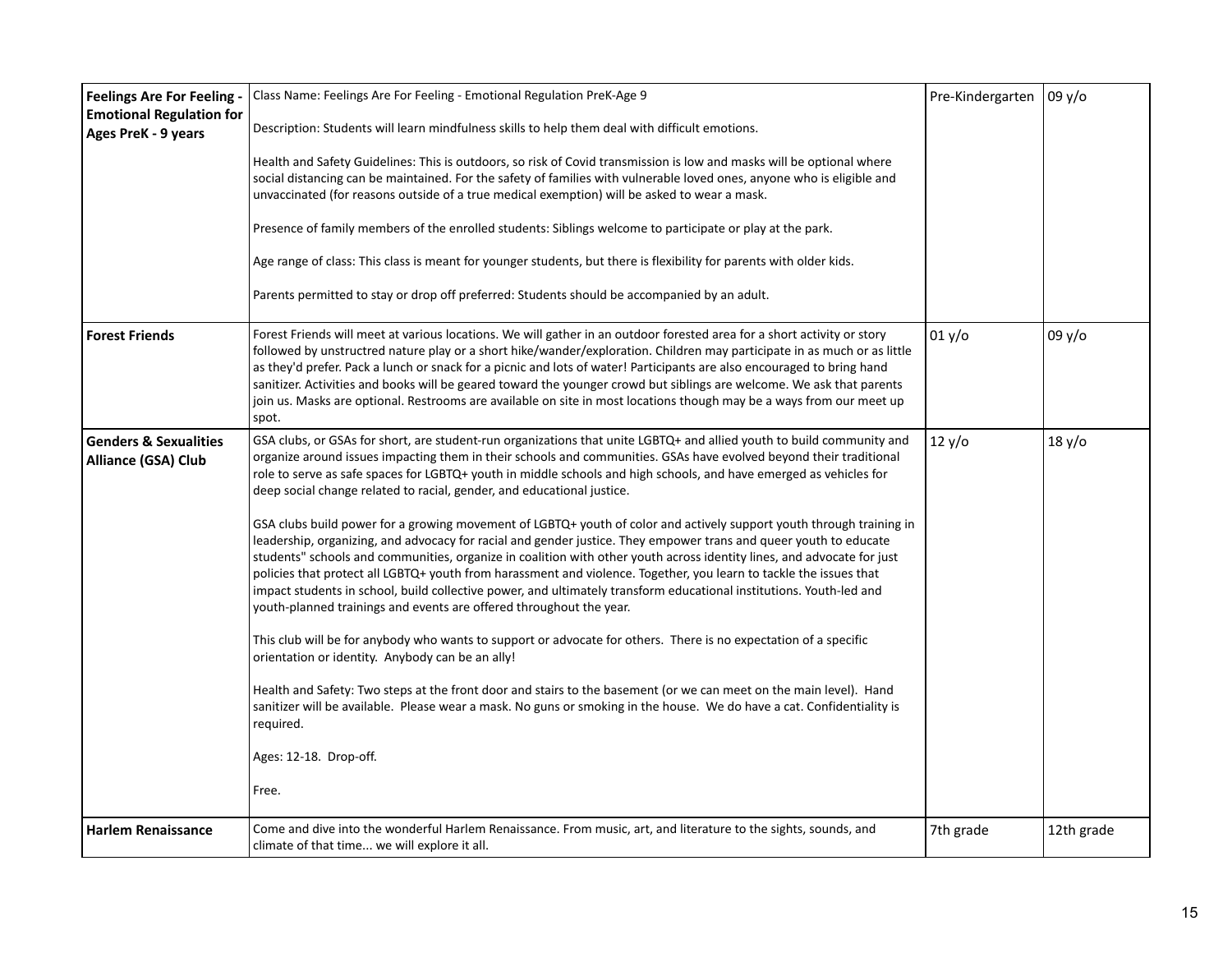| | | | |
|---|---|---|---|
| **Feelings Are For Feeling - Emotional Regulation for Ages PreK - 9 years** | Class Name: Feelings Are For Feeling - Emotional Regulation PreK-Age 9<br><br>Description: Students will learn mindfulness skills to help them deal with difficult emotions.<br><br>Health and Safety Guidelines: This is outdoors, so risk of Covid transmission is low and masks will be optional where social distancing can be maintained. For the safety of families with vulnerable loved ones, anyone who is eligible and unvaccinated (for reasons outside of a true medical exemption) will be asked to wear a mask.<br><br>Presence of family members of the enrolled students: Siblings welcome to participate or play at the park.<br><br>Age range of class: This class is meant for younger students, but there is flexibility for parents with older kids.<br><br>Parents permitted to stay or drop off preferred: Students should be accompanied by an adult. | Pre-Kindergarten | 09 y/o |
| **Forest Friends** | Forest Friends will meet at various locations. We will gather in an outdoor forested area for a short activity or story followed by unstructred nature play or a short hike/wander/exploration. Children may participate in as much or as little as they'd prefer. Pack a lunch or snack for a picnic and lots of water! Participants are also encouraged to bring hand sanitizer. Activities and books will be geared toward the younger crowd but siblings are welcome. We ask that parents join us. Masks are optional. Restrooms are available on site in most locations though may be a ways from our meet up spot. | 01 y/o | 09 y/o |
| **Genders & Sexualities Alliance (GSA) Club** | GSA clubs, or GSAs for short, are student-run organizations that unite LGBTQ+ and allied youth to build community and organize around issues impacting them in their schools and communities. GSAs have evolved beyond their traditional role to serve as safe spaces for LGBTQ+ youth in middle schools and high schools, and have emerged as vehicles for deep social change related to racial, gender, and educational justice.<br><br>GSA clubs build power for a growing movement of LGBTQ+ youth of color and actively support youth through training in leadership, organizing, and advocacy for racial and gender justice. They empower trans and queer youth to educate students" schools and communities, organize in coalition with other youth across identity lines, and advocate for just policies that protect all LGBTQ+ youth from harassment and violence. Together, you learn to tackle the issues that impact students in school, build collective power, and ultimately transform educational institutions. Youth-led and youth-planned trainings and events are offered throughout the year.<br><br>This club will be for anybody who wants to support or advocate for others. There is no expectation of a specific orientation or identity. Anybody can be an ally!<br><br>Health and Safety: Two steps at the front door and stairs to the basement (or we can meet on the main level). Hand sanitizer will be available. Please wear a mask. No guns or smoking in the house. We do have a cat. Confidentiality is required.<br><br>Ages: 12-18. Drop-off.<br><br>Free. | 12 y/o | 18 y/o |
| **Harlem Renaissance** | Come and dive into the wonderful Harlem Renaissance. From music, art, and literature to the sights, sounds, and climate of that time... we will explore it all. | 7th grade | 12th grade |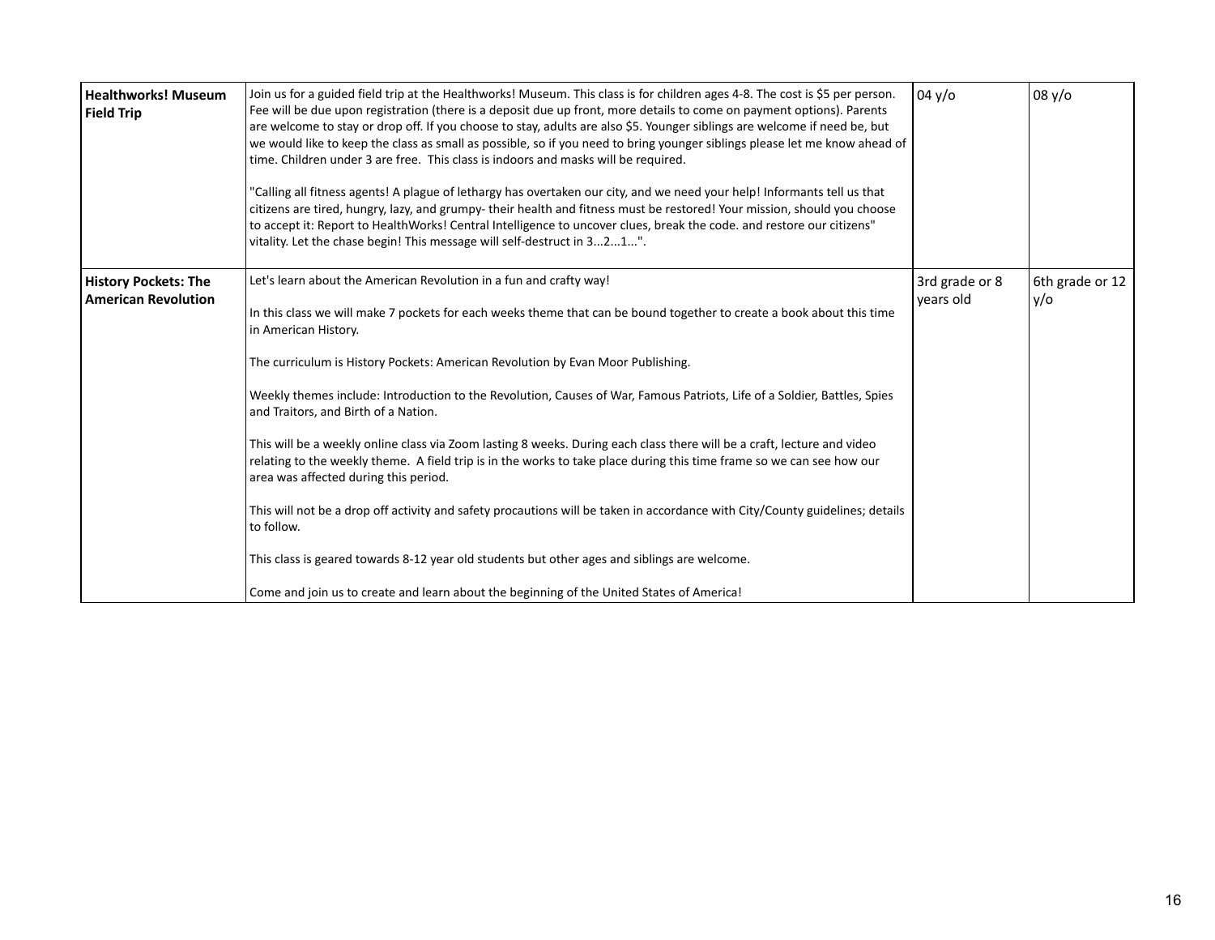| **Healthworks! Museum Field Trip** | Join us for a guided field trip at the Healthworks! Museum. This class is for children ages 4-8. The cost is $5 per person. Fee will be due upon registration (there is a deposit due up front, more details to come on payment options). Parents are welcome to stay or drop off. If you choose to stay, adults are also $5. Younger siblings are welcome if need be, but we would like to keep the class as small as possible, so if you need to bring younger siblings please let me know ahead of time. Children under 3 are free. This class is indoors and masks will be required.<br><br>"Calling all fitness agents! A plague of lethargy has overtaken our city, and we need your help! Informants tell us that citizens are tired, hungry, lazy, and grumpy- their health and fitness must be restored! Your mission, should you choose to accept it: Report to HealthWorks! Central Intelligence to uncover clues, break the code. and restore our citizens" vitality. Let the chase begin! This message will self-destruct in 3...2...1...". | 04 y/o | 08 y/o |
|---|---|---|---|
| **History Pockets: The American Revolution** | Let's learn about the American Revolution in a fun and crafty way!<br><br>In this class we will make 7 pockets for each weeks theme that can be bound together to create a book about this time in American History.<br><br>The curriculum is History Pockets: American Revolution by Evan Moor Publishing.<br><br>Weekly themes include: Introduction to the Revolution, Causes of War, Famous Patriots, Life of a Soldier, Battles, Spies and Traitors, and Birth of a Nation.<br><br>This will be a weekly online class via Zoom lasting 8 weeks. During each class there will be a craft, lecture and video relating to the weekly theme. A field trip is in the works to take place during this time frame so we can see how our area was affected during this period.<br><br>This will not be a drop off activity and safety procautions will be taken in accordance with City/County guidelines; details to follow.<br><br>This class is geared towards 8-12 year old students but other ages and siblings are welcome.<br><br>Come and join us to create and learn about the beginning of the United States of America! | 3rd grade or 8 years old | 6th grade or 12 y/o |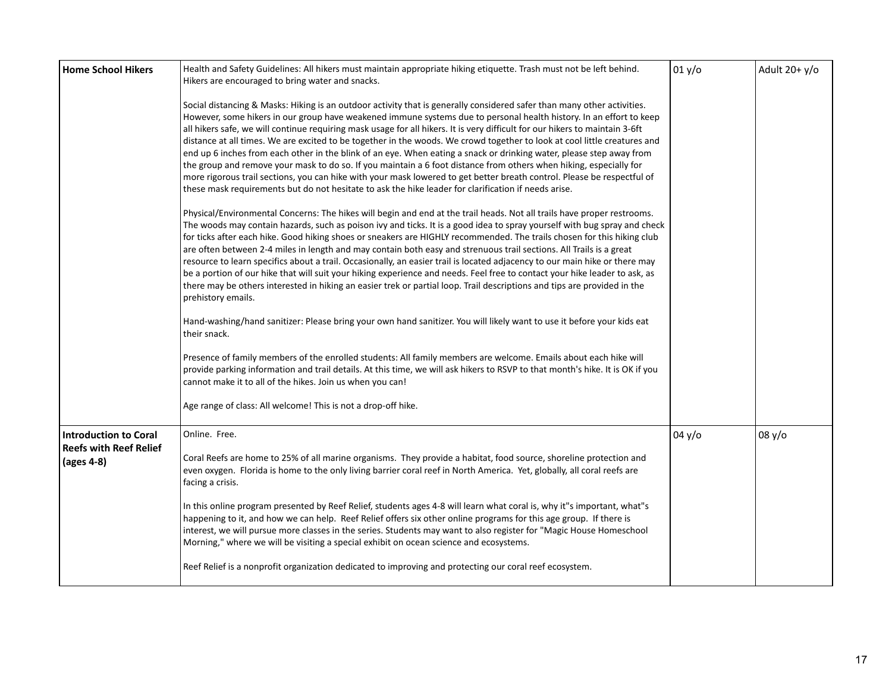| **Home School Hikers** | Health and Safety Guidelines: All hikers must maintain appropriate hiking etiquette. Trash must not be left behind. Hikers are encouraged to bring water and snacks.<br><br>Social distancing & Masks: Hiking is an outdoor activity that is generally considered safer than many other activities. However, some hikers in our group have weakened immune systems due to personal health history. In an effort to keep all hikers safe, we will continue requiring mask usage for all hikers. It is very difficult for our hikers to maintain 3-6ft distance at all times. We are excited to be together in the woods. We crowd together to look at cool little creatures and end up 6 inches from each other in the blink of an eye. When eating a snack or drinking water, please step away from the group and remove your mask to do so. If you maintain a 6 foot distance from others when hiking, especially for more rigorous trail sections, you can hike with your mask lowered to get better breath control. Please be respectful of these mask requirements but do not hesitate to ask the hike leader for clarification if needs arise.<br><br>Physical/Environmental Concerns: The hikes will begin and end at the trail heads. Not all trails have proper restrooms. The woods may contain hazards, such as poison ivy and ticks. It is a good idea to spray yourself with bug spray and check for ticks after each hike. Good hiking shoes or sneakers are HIGHLY recommended. The trails chosen for this hiking club are often between 2-4 miles in length and may contain both easy and strenuous trail sections. All Trails is a great resource to learn specifics about a trail. Occasionally, an easier trail is located adjacency to our main hike or there may be a portion of our hike that will suit your hiking experience and needs. Feel free to contact your hike leader to ask, as there may be others interested in hiking an easier trek or partial loop. Trail descriptions and tips are provided in the prehistory emails.<br><br>Hand-washing/hand sanitizer: Please bring your own hand sanitizer. You will likely want to use it before your kids eat their snack.<br><br>Presence of family members of the enrolled students: All family members are welcome. Emails about each hike will provide parking information and trail details. At this time, we will ask hikers to RSVP to that month's hike. It is OK if you cannot make it to all of the hikes. Join us when you can!<br><br>Age range of class: All welcome! This is not a drop-off hike. | 01 y/o | Adult 20+ y/o |
|---|---|---|---|
| **Introduction to Coral Reefs with Reef Relief (ages 4-8)** | Online. Free.<br><br>Coral Reefs are home to 25% of all marine organisms. They provide a habitat, food source, shoreline protection and even oxygen. Florida is home to the only living barrier coral reef in North America. Yet, globally, all coral reefs are facing a crisis.<br><br>In this online program presented by Reef Relief, students ages 4-8 will learn what coral is, why it"s important, what"s happening to it, and how we can help. Reef Relief offers six other online programs for this age group. If there is interest, we will pursue more classes in the series. Students may want to also register for "Magic House Homeschool Morning," where we will be visiting a special exhibit on ocean science and ecosystems.<br><br>Reef Relief is a nonprofit organization dedicated to improving and protecting our coral reef ecosystem. | 04 y/o | 08 y/o |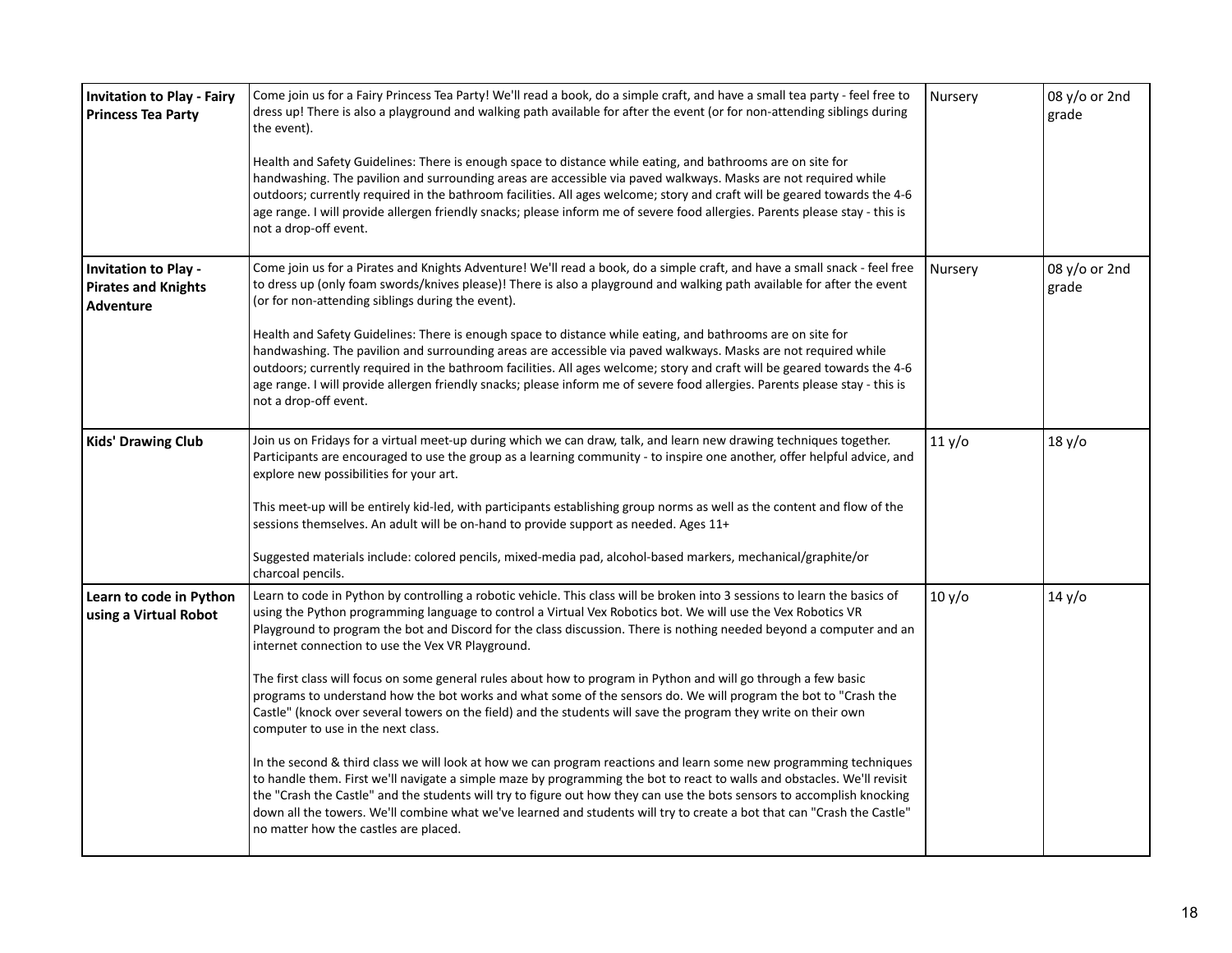| | | | |
|---|---|---|---|
| **Invitation to Play - Fairy Princess Tea Party** | Come join us for a Fairy Princess Tea Party! We'll read a book, do a simple craft, and have a small tea party - feel free to dress up! There is also a playground and walking path available for after the event (or for non-attending siblings during the event).<br><br>Health and Safety Guidelines: There is enough space to distance while eating, and bathrooms are on site for handwashing. The pavilion and surrounding areas are accessible via paved walkways. Masks are not required while outdoors; currently required in the bathroom facilities. All ages welcome; story and craft will be geared towards the 4-6 age range. I will provide allergen friendly snacks; please inform me of severe food allergies. Parents please stay - this is not a drop-off event. | Nursery | 08 y/o or 2nd grade |
| **Invitation to Play - Pirates and Knights Adventure** | Come join us for a Pirates and Knights Adventure! We'll read a book, do a simple craft, and have a small snack - feel free to dress up (only foam swords/knives please)! There is also a playground and walking path available for after the event (or for non-attending siblings during the event).<br><br>Health and Safety Guidelines: There is enough space to distance while eating, and bathrooms are on site for handwashing. The pavilion and surrounding areas are accessible via paved walkways. Masks are not required while outdoors; currently required in the bathroom facilities. All ages welcome; story and craft will be geared towards the 4-6 age range. I will provide allergen friendly snacks; please inform me of severe food allergies. Parents please stay - this is not a drop-off event. | Nursery | 08 y/o or 2nd grade |
| **Kids' Drawing Club** | Join us on Fridays for a virtual meet-up during which we can draw, talk, and learn new drawing techniques together. Participants are encouraged to use the group as a learning community - to inspire one another, offer helpful advice, and explore new possibilities for your art.<br><br>This meet-up will be entirely kid-led, with participants establishing group norms as well as the content and flow of the sessions themselves. An adult will be on-hand to provide support as needed. Ages 11+<br><br>Suggested materials include: colored pencils, mixed-media pad, alcohol-based markers, mechanical/graphite/or charcoal pencils. | 11 y/o | 18 y/o |
| **Learn to code in Python using a Virtual Robot** | Learn to code in Python by controlling a robotic vehicle. This class will be broken into 3 sessions to learn the basics of using the Python programming language to control a Virtual Vex Robotics bot. We will use the Vex Robotics VR Playground to program the bot and Discord for the class discussion. There is nothing needed beyond a computer and an internet connection to use the Vex VR Playground.<br><br>The first class will focus on some general rules about how to program in Python and will go through a few basic programs to understand how the bot works and what some of the sensors do. We will program the bot to "Crash the Castle" (knock over several towers on the field) and the students will save the program they write on their own computer to use in the next class.<br><br>In the second & third class we will look at how we can program reactions and learn some new programming techniques to handle them. First we'll navigate a simple maze by programming the bot to react to walls and obstacles. We'll revisit the "Crash the Castle" and the students will try to figure out how they can use the bots sensors to accomplish knocking down all the towers. We'll combine what we've learned and students will try to create a bot that can "Crash the Castle" no matter how the castles are placed. | 10 y/o | 14 y/o |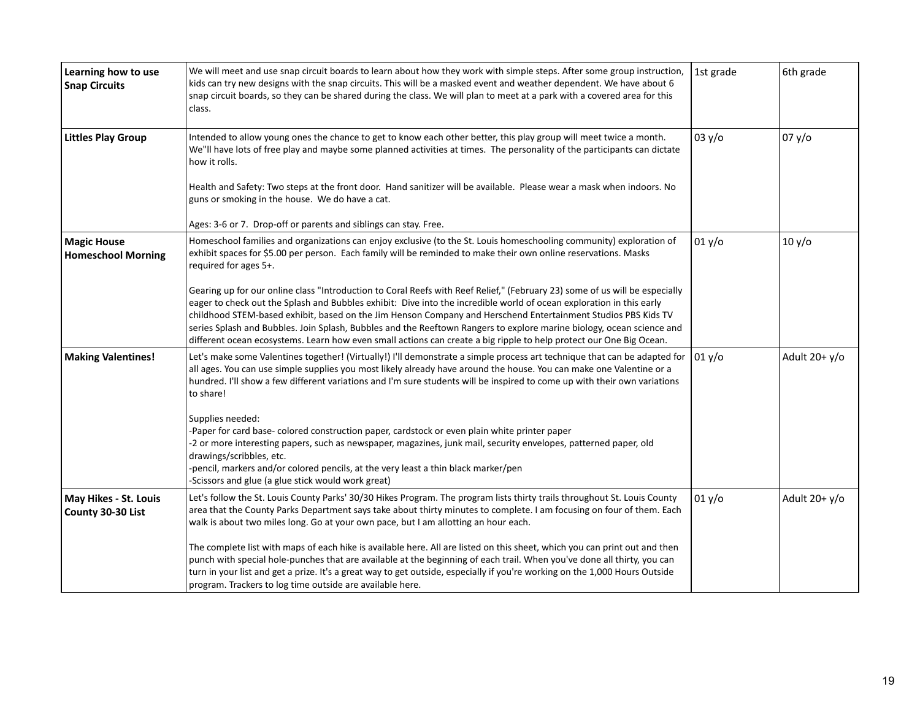| | | | |
|---|---|---|---|
| **Learning how to use Snap Circuits** | We will meet and use snap circuit boards to learn about how they work with simple steps. After some group instruction, kids can try new designs with the snap circuits. This will be a masked event and weather dependent. We have about 6 snap circuit boards, so they can be shared during the class. We will plan to meet at a park with a covered area for this class. | 1st grade | 6th grade |
| **Littles Play Group** | Intended to allow young ones the chance to get to know each other better, this play group will meet twice a month. We"ll have lots of free play and maybe some planned activities at times. The personality of the participants can dictate how it rolls.<br><br>Health and Safety: Two steps at the front door. Hand sanitizer will be available. Please wear a mask when indoors. No guns or smoking in the house. We do have a cat.<br><br>Ages: 3-6 or 7. Drop-off or parents and siblings can stay. Free. | 03 y/o | 07 y/o |
| **Magic House Homeschool Morning** | Homeschool families and organizations can enjoy exclusive (to the St. Louis homeschooling community) exploration of exhibit spaces for $5.00 per person. Each family will be reminded to make their own online reservations. Masks required for ages 5+.<br><br>Gearing up for our online class "Introduction to Coral Reefs with Reef Relief," (February 23) some of us will be especially eager to check out the Splash and Bubbles exhibit: Dive into the incredible world of ocean exploration in this early childhood STEM-based exhibit, based on the Jim Henson Company and Herschend Entertainment Studios PBS Kids TV series Splash and Bubbles. Join Splash, Bubbles and the Reeftown Rangers to explore marine biology, ocean science and different ocean ecosystems. Learn how even small actions can create a big ripple to help protect our One Big Ocean. | 01 y/o | 10 y/o |
| **Making Valentines!** | Let's make some Valentines together! (Virtually!) I'll demonstrate a simple process art technique that can be adapted for all ages. You can use simple supplies you most likely already have around the house. You can make one Valentine or a hundred. I'll show a few different variations and I'm sure students will be inspired to come up with their own variations to share!<br><br>Supplies needed:<br>-Paper for card base- colored construction paper, cardstock or even plain white printer paper<br>-2 or more interesting papers, such as newspaper, magazines, junk mail, security envelopes, patterned paper, old drawings/scribbles, etc.<br>-pencil, markers and/or colored pencils, at the very least a thin black marker/pen<br>-Scissors and glue (a glue stick would work great) | 01 y/o | Adult 20+ y/o |
| **May Hikes - St. Louis County 30-30 List** | Let's follow the St. Louis County Parks' 30/30 Hikes Program. The program lists thirty trails throughout St. Louis County area that the County Parks Department says take about thirty minutes to complete. I am focusing on four of them. Each walk is about two miles long. Go at your own pace, but I am allotting an hour each.<br><br>The complete list with maps of each hike is available here. All are listed on this sheet, which you can print out and then punch with special hole-punches that are available at the beginning of each trail. When you've done all thirty, you can turn in your list and get a prize. It's a great way to get outside, especially if you're working on the 1,000 Hours Outside program. Trackers to log time outside are available here. | 01 y/o | Adult 20+ y/o |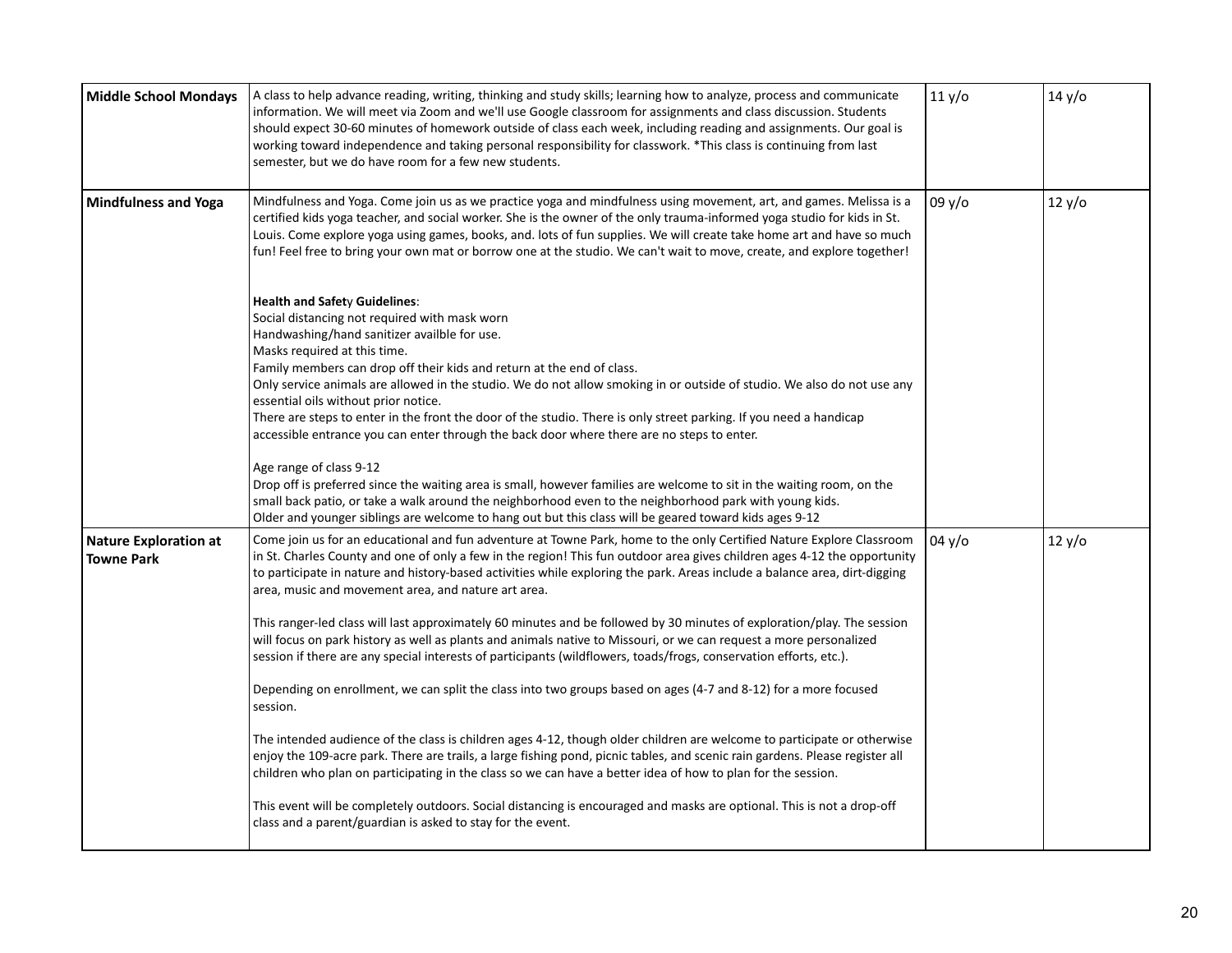| Middle School Mondays | A class to help advance reading, writing, thinking and study skills; learning how to analyze, process and communicate information. We will meet via Zoom and we'll use Google classroom for assignments and class discussion. Students should expect 30-60 minutes of homework outside of class each week, including reading and assignments. Our goal is working toward independence and taking personal responsibility for classwork. *This class is continuing from last semester, but we do have room for a few new students. | 11 y/o | 14 y/o |
|---|---|---|---|
| **Mindfulness and Yoga** | Mindfulness and Yoga. Come join us as we practice yoga and mindfulness using movement, art, and games. Melissa is a certified kids yoga teacher, and social worker. She is the owner of the only trauma-informed yoga studio for kids in St. Louis. Come explore yoga using games, books, and. lots of fun supplies. We will create take home art and have so much fun! Feel free to bring your own mat or borrow one at the studio. We can't wait to move, create, and explore together!<br><br>**Health and Safety Guidelines**:<br>Social distancing not required with mask worn<br>Handwashing/hand sanitizer availble for use.<br>Masks required at this time.<br>Family members can drop off their kids and return at the end of class.<br>Only service animals are allowed in the studio. We do not allow smoking in or outside of studio. We also do not use any essential oils without prior notice.<br>There are steps to enter in the front the door of the studio. There is only street parking. If you need a handicap accessible entrance you can enter through the back door where there are no steps to enter.<br><br>Age range of class 9-12<br>Drop off is preferred since the waiting area is small, however families are welcome to sit in the waiting room, on the small back patio, or take a walk around the neighborhood even to the neighborhood park with young kids.<br>Older and younger siblings are welcome to hang out but this class will be geared toward kids ages 9-12 | 09 y/o | 12 y/o |
| **Nature Exploration at Towne Park** | Come join us for an educational and fun adventure at Towne Park, home to the only Certified Nature Explore Classroom in St. Charles County and one of only a few in the region! This fun outdoor area gives children ages 4-12 the opportunity to participate in nature and history-based activities while exploring the park. Areas include a balance area, dirt-digging area, music and movement area, and nature art area.<br><br>This ranger-led class will last approximately 60 minutes and be followed by 30 minutes of exploration/play. The session will focus on park history as well as plants and animals native to Missouri, or we can request a more personalized session if there are any special interests of participants (wildflowers, toads/frogs, conservation efforts, etc.).<br><br>Depending on enrollment, we can split the class into two groups based on ages (4-7 and 8-12) for a more focused session.<br><br>The intended audience of the class is children ages 4-12, though older children are welcome to participate or otherwise enjoy the 109-acre park. There are trails, a large fishing pond, picnic tables, and scenic rain gardens. Please register all children who plan on participating in the class so we can have a better idea of how to plan for the session.<br><br>This event will be completely outdoors. Social distancing is encouraged and masks are optional. This is not a drop-off class and a parent/guardian is asked to stay for the event. | 04 y/o | 12 y/o |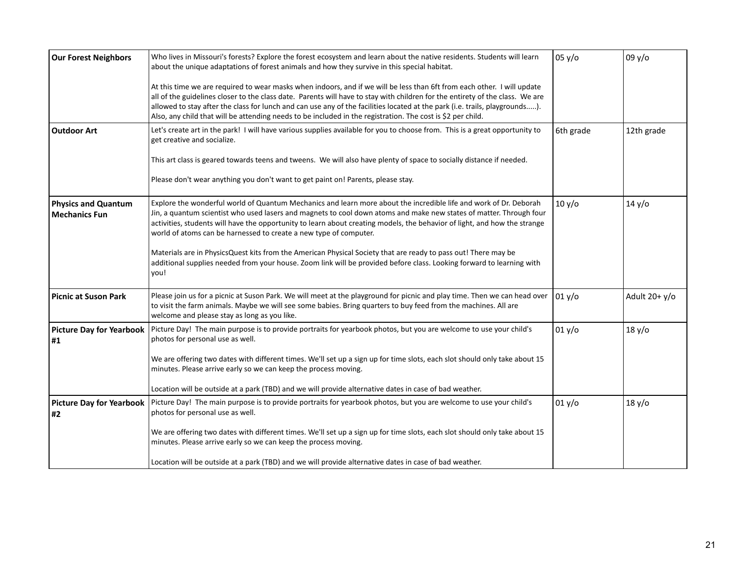| **Our Forest Neighbors** | Who lives in Missouri's forests? Explore the forest ecosystem and learn about the native residents. Students will learn about the unique adaptations of forest animals and how they survive in this special habitat.<br><br>At this time we are required to wear masks when indoors, and if we will be less than 6ft from each other. I will update all of the guidelines closer to the class date. Parents will have to stay with children for the entirety of the class. We are allowed to stay after the class for lunch and can use any of the facilities located at the park (i.e. trails, playgrounds.....). Also, any child that will be attending needs to be included in the registration. The cost is $2 per child. | 05 y/o | 09 y/o |
|---|---|---|---|
| **Outdoor Art** | Let's create art in the park! I will have various supplies available for you to choose from. This is a great opportunity to get creative and socialize.<br><br>This art class is geared towards teens and tweens. We will also have plenty of space to socially distance if needed.<br><br>Please don't wear anything you don't want to get paint on! Parents, please stay. | 6th grade | 12th grade |
| **Physics and Quantum Mechanics Fun** | Explore the wonderful world of Quantum Mechanics and learn more about the incredible life and work of Dr. Deborah Jin, a quantum scientist who used lasers and magnets to cool down atoms and make new states of matter. Through four activities, students will have the opportunity to learn about creating models, the behavior of light, and how the strange world of atoms can be harnessed to create a new type of computer.<br><br>Materials are in PhysicsQuest kits from the American Physical Society that are ready to pass out! There may be additional supplies needed from your house. Zoom link will be provided before class. Looking forward to learning with you! | 10 y/o | 14 y/o |
| **Picnic at Suson Park** | Please join us for a picnic at Suson Park. We will meet at the playground for picnic and play time. Then we can head over to visit the farm animals. Maybe we will see some babies. Bring quarters to buy feed from the machines. All are welcome and please stay as long as you like. | 01 y/o | Adult 20+ y/o |
| **Picture Day for Yearbook #1** | Picture Day! The main purpose is to provide portraits for yearbook photos, but you are welcome to use your child's photos for personal use as well.<br><br>We are offering two dates with different times. We'll set up a sign up for time slots, each slot should only take about 15 minutes. Please arrive early so we can keep the process moving.<br><br>Location will be outside at a park (TBD) and we will provide alternative dates in case of bad weather. | 01 y/o | 18 y/o |
| **Picture Day for Yearbook #2** | Picture Day! The main purpose is to provide portraits for yearbook photos, but you are welcome to use your child's photos for personal use as well.<br><br>We are offering two dates with different times. We'll set up a sign up for time slots, each slot should only take about 15 minutes. Please arrive early so we can keep the process moving.<br><br>Location will be outside at a park (TBD) and we will provide alternative dates in case of bad weather. | 01 y/o | 18 y/o |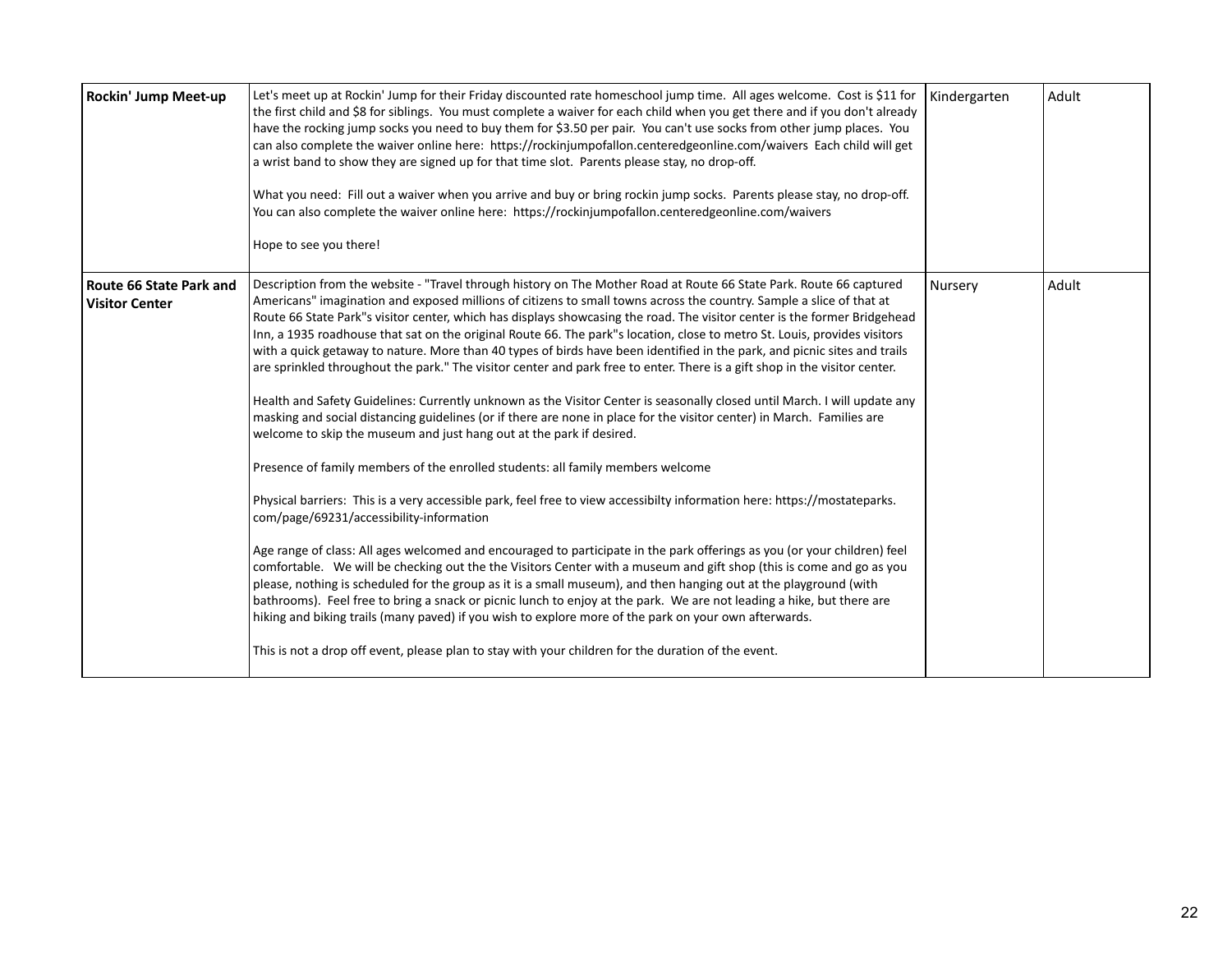| **Rockin' Jump Meet-up** | Let's meet up at Rockin' Jump for their Friday discounted rate homeschool jump time. All ages welcome. Cost is $11 for the first child and $8 for siblings. You must complete a waiver for each child when you get there and if you don't already have the rocking jump socks you need to buy them for $3.50 per pair. You can't use socks from other jump places. You can also complete the waiver online here: https://rockinjumpofallon.centeredgeonline.com/waivers Each child will get a wrist band to show they are signed up for that time slot. Parents please stay, no drop-off.<br><br>What you need: Fill out a waiver when you arrive and buy or bring rockin jump socks. Parents please stay, no drop-off. You can also complete the waiver online here: https://rockinjumpofallon.centeredgeonline.com/waivers<br><br>Hope to see you there! | Kindergarten | Adult |
|---|---|---|---|
| **Route 66 State Park and Visitor Center** | Description from the website - "Travel through history on The Mother Road at Route 66 State Park. Route 66 captured Americans" imagination and exposed millions of citizens to small towns across the country. Sample a slice of that at Route 66 State Park"s visitor center, which has displays showcasing the road. The visitor center is the former Bridgehead Inn, a 1935 roadhouse that sat on the original Route 66. The park"s location, close to metro St. Louis, provides visitors with a quick getaway to nature. More than 40 types of birds have been identified in the park, and picnic sites and trails are sprinkled throughout the park." The visitor center and park free to enter. There is a gift shop in the visitor center.<br><br>Health and Safety Guidelines: Currently unknown as the Visitor Center is seasonally closed until March. I will update any masking and social distancing guidelines (or if there are none in place for the visitor center) in March. Families are welcome to skip the museum and just hang out at the park if desired.<br><br>Presence of family members of the enrolled students: all family members welcome<br><br>Physical barriers: This is a very accessible park, feel free to view accessibilty information here: https://mostateparks.com/page/69231/accessibility-information<br><br>Age range of class: All ages welcomed and encouraged to participate in the park offerings as you (or your children) feel comfortable. We will be checking out the the Visitors Center with a museum and gift shop (this is come and go as you please, nothing is scheduled for the group as it is a small museum), and then hanging out at the playground (with bathrooms). Feel free to bring a snack or picnic lunch to enjoy at the park. We are not leading a hike, but there are hiking and biking trails (many paved) if you wish to explore more of the park on your own afterwards.<br><br>This is not a drop off event, please plan to stay with your children for the duration of the event. | Nursery | Adult |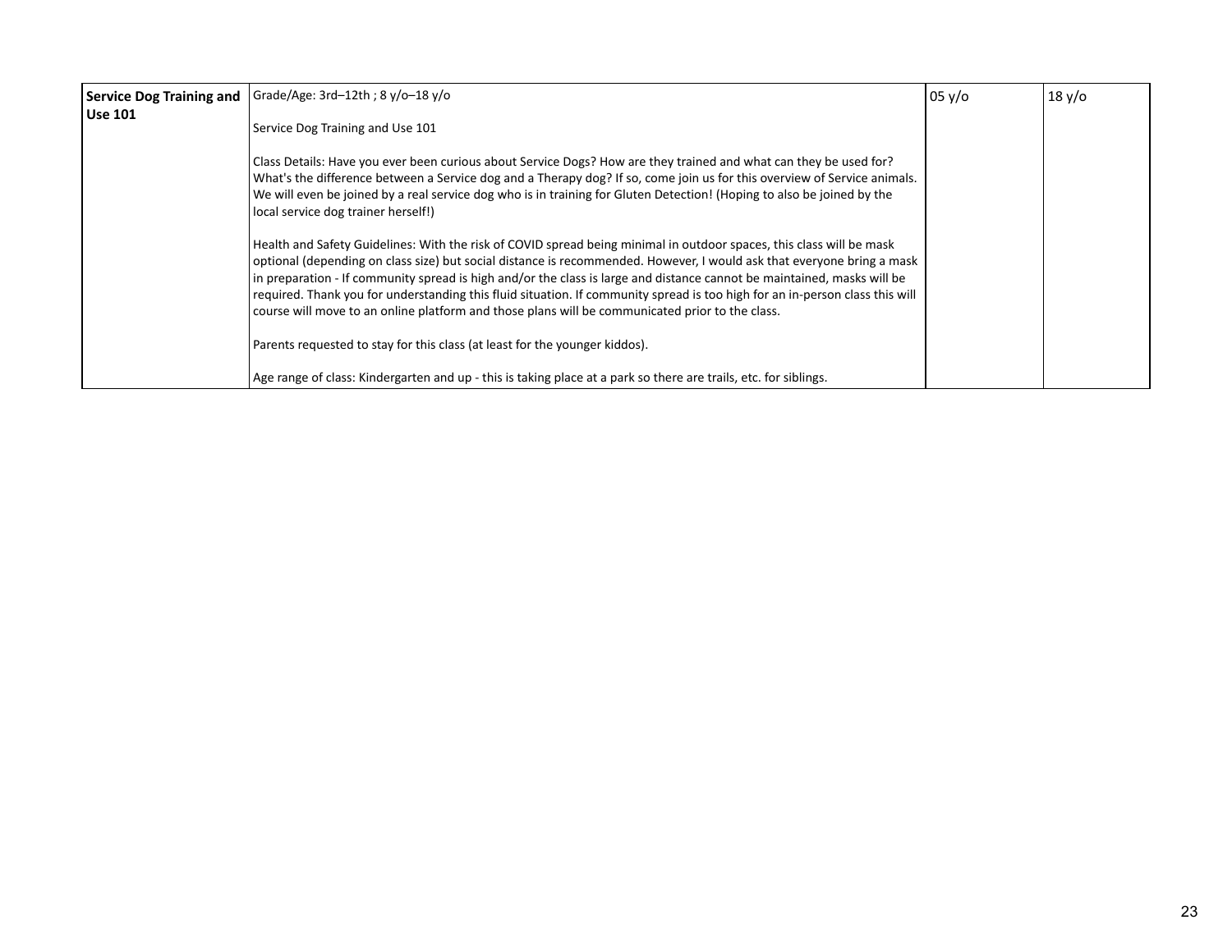| **Service Dog Training and Use 101** | Grade/Age: 3rd–12th ; 8 y/o–18 y/o<br><br>Service Dog Training and Use 101<br><br>Class Details: Have you ever been curious about Service Dogs? How are they trained and what can they be used for? What's the difference between a Service dog and a Therapy dog? If so, come join us for this overview of Service animals. We will even be joined by a real service dog who is in training for Gluten Detection! (Hoping to also be joined by the local service dog trainer herself!)<br><br>Health and Safety Guidelines: With the risk of COVID spread being minimal in outdoor spaces, this class will be mask optional (depending on class size) but social distance is recommended. However, I would ask that everyone bring a mask in preparation - If community spread is high and/or the class is large and distance cannot be maintained, masks will be required. Thank you for understanding this fluid situation. If community spread is too high for an in-person class this will course will move to an online platform and those plans will be communicated prior to the class.<br><br>Parents requested to stay for this class (at least for the younger kiddos).<br><br>Age range of class: Kindergarten and up - this is taking place at a park so there are trails, etc. for siblings. | 05 y/o | 18 y/o |
|---|---|---|---|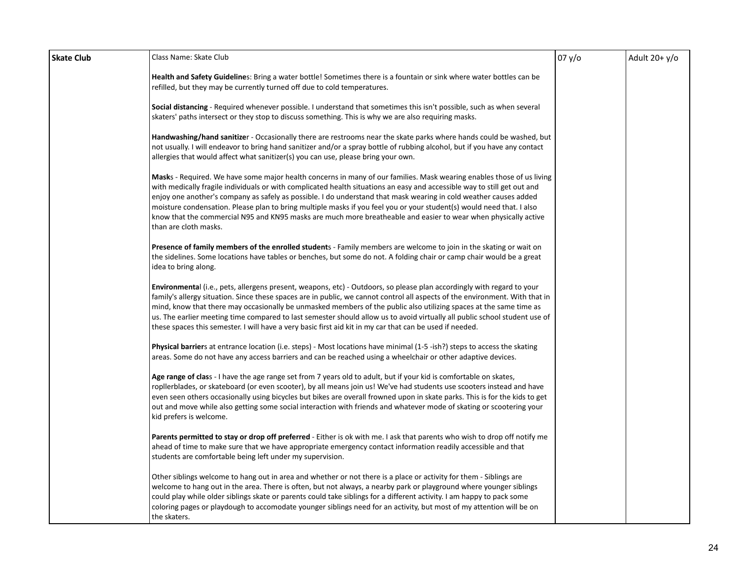| Skate Club | Class Name: Skate Club<br><br>**Health and Safety Guidelines**: Bring a water bottle! Sometimes there is a fountain or sink where water bottles can be refilled, but they may be currently turned off due to cold temperatures.<br><br>**Social distancing** - Required whenever possible. I understand that sometimes this isn't possible, such as when several skaters' paths intersect or they stop to discuss something. This is why we are also requiring masks.<br><br>**Handwashing/hand sanitizer** - Occasionally there are restrooms near the skate parks where hands could be washed, but not usually. I will endeavor to bring hand sanitizer and/or a spray bottle of rubbing alcohol, but if you have any contact allergies that would affect what sanitizer(s) you can use, please bring your own.<br><br>**Masks** - Required. We have some major health concerns in many of our families. Mask wearing enables those of us living with medically fragile individuals or with complicated health situations an easy and accessible way to still get out and enjoy one another's company as safely as possible. I do understand that mask wearing in cold weather causes added moisture condensation. Please plan to bring multiple masks if you feel you or your student(s) would need that. I also know that the commercial N95 and KN95 masks are much more breatheable and easier to wear when physically active than are cloth masks.<br><br>**Presence of family members of the enrolled students** - Family members are welcome to join in the skating or wait on the sidelines. Some locations have tables or benches, but some do not. A folding chair or camp chair would be a great idea to bring along.<br><br>**Environmental** (i.e., pets, allergens present, weapons, etc) - Outdoors, so please plan accordingly with regard to your family's allergy situation. Since these spaces are in public, we cannot control all aspects of the environment. With that in mind, know that there may occasionally be unmasked members of the public also utilizing spaces at the same time as us. The earlier meeting time compared to last semester should allow us to avoid virtually all public school student use of these spaces this semester. I will have a very basic first aid kit in my car that can be used if needed.<br><br>**Physical barriers** at entrance location (i.e. steps) - Most locations have minimal (1-5 -ish?) steps to access the skating areas. Some do not have any access barriers and can be reached using a wheelchair or other adaptive devices.<br><br>**Age range of class** - I have the age range set from 7 years old to adult, but if your kid is comfortable on skates, ropllerblades, or skateboard (or even scooter), by all means join us! We've had students use scooters instead and have even seen others occasionally using bicycles but bikes are overall frowned upon in skate parks. This is for the kids to get out and move while also getting some social interaction with friends and whatever mode of skating or scootering your kid prefers is welcome.<br><br>**Parents permitted to stay or drop off preferred** - Either is ok with me. I ask that parents who wish to drop off notify me ahead of time to make sure that we have appropriate emergency contact information readily accessible and that students are comfortable being left under my supervision.<br><br>Other siblings welcome to hang out in area and whether or not there is a place or activity for them - Siblings are welcome to hang out in the area. There is often, but not always, a nearby park or playground where younger siblings could play while older siblings skate or parents could take siblings for a different activity. I am happy to pack some coloring pages or playdough to accomodate younger siblings need for an activity, but most of my attention will be on the skaters. | 07 y/o | Adult 20+ y/o |
|---|---|---|---|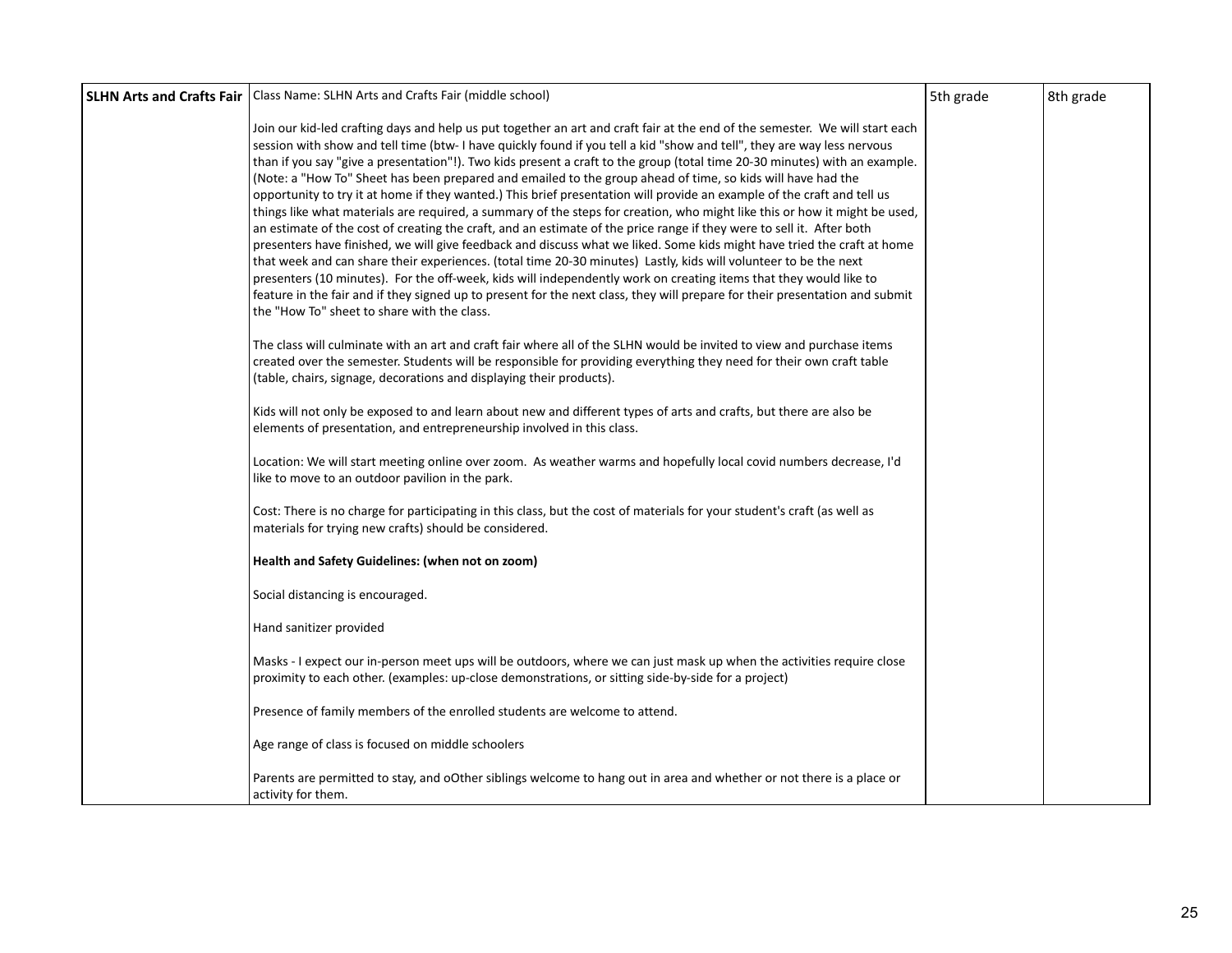| SLHN Arts and Crafts Fair | Class Name: SLHN Arts and Crafts Fair (middle school)<br><br>Join our kid-led crafting days and help us put together an art and craft fair at the end of the semester. We will start each session with show and tell time (btw- I have quickly found if you tell a kid "show and tell", they are way less nervous than if you say "give a presentation"!). Two kids present a craft to the group (total time 20-30 minutes) with an example. (Note: a "How To" Sheet has been prepared and emailed to the group ahead of time, so kids will have had the opportunity to try it at home if they wanted.) This brief presentation will provide an example of the craft and tell us things like what materials are required, a summary of the steps for creation, who might like this or how it might be used, an estimate of the cost of creating the craft, and an estimate of the price range if they were to sell it. After both presenters have finished, we will give feedback and discuss what we liked. Some kids might have tried the craft at home that week and can share their experiences. (total time 20-30 minutes) Lastly, kids will volunteer to be the next presenters (10 minutes). For the off-week, kids will independently work on creating items that they would like to feature in the fair and if they signed up to present for the next class, they will prepare for their presentation and submit the "How To" sheet to share with the class.<br><br>The class will culminate with an art and craft fair where all of the SLHN would be invited to view and purchase items created over the semester. Students will be responsible for providing everything they need for their own craft table (table, chairs, signage, decorations and displaying their products).<br><br>Kids will not only be exposed to and learn about new and different types of arts and crafts, but there are also be elements of presentation, and entrepreneurship involved in this class.<br><br>Location: We will start meeting online over zoom. As weather warms and hopefully local covid numbers decrease, I'd like to move to an outdoor pavilion in the park.<br><br>Cost: There is no charge for participating in this class, but the cost of materials for your student's craft (as well as materials for trying new crafts) should be considered.<br><br>**Health and Safety Guidelines: (when not on zoom)**<br><br>Social distancing is encouraged.<br><br>Hand sanitizer provided<br><br>Masks - I expect our in-person meet ups will be outdoors, where we can just mask up when the activities require close proximity to each other. (examples: up-close demonstrations, or sitting side-by-side for a project)<br><br>Presence of family members of the enrolled students are welcome to attend.<br><br>Age range of class is focused on middle schoolers<br><br>Parents are permitted to stay, and oOther siblings welcome to hang out in area and whether or not there is a place or activity for them. | 5th grade | 8th grade |
|---|---|---|---|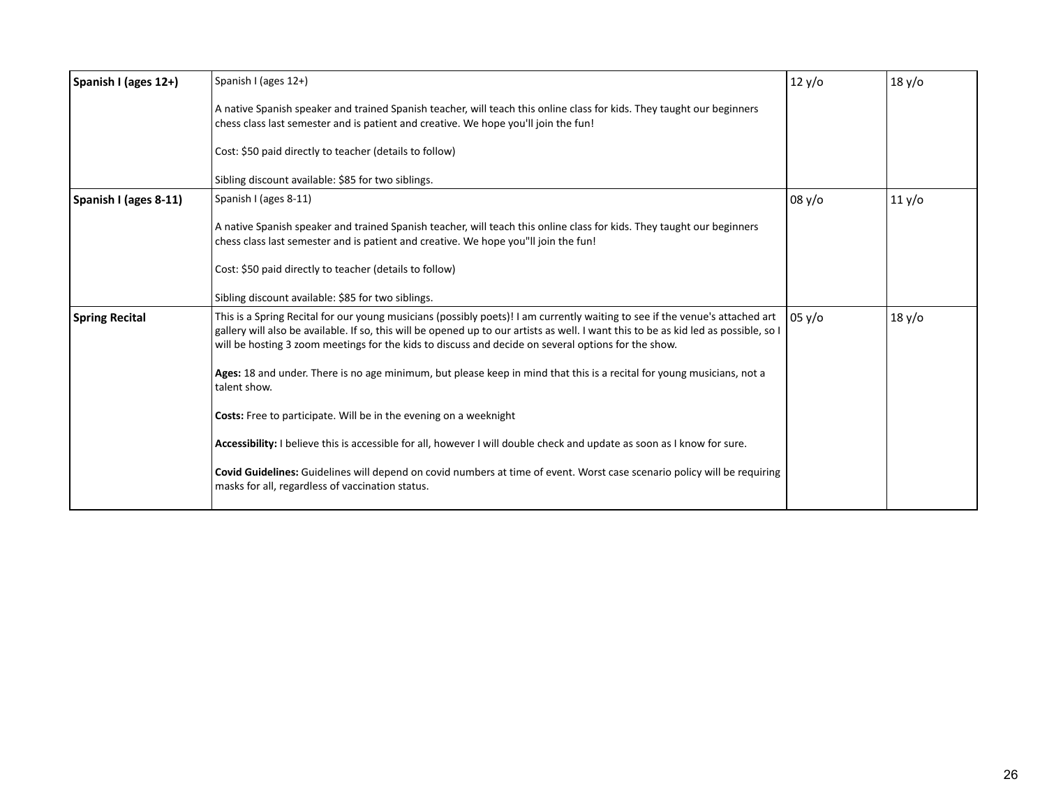| **Spanish I (ages 12+)** | Spanish I (ages 12+)<br><br>A native Spanish speaker and trained Spanish teacher, will teach this online class for kids. They taught our beginners chess class last semester and is patient and creative. We hope you'll join the fun!<br><br>Cost: $50 paid directly to teacher (details to follow)<br><br>Sibling discount available: $85 for two siblings. | 12 y/o | 18 y/o |
|---|---|---|---|
| **Spanish I (ages 8-11)** | Spanish I (ages 8-11)<br><br>A native Spanish speaker and trained Spanish teacher, will teach this online class for kids. They taught our beginners chess class last semester and is patient and creative. We hope you"ll join the fun!<br><br>Cost: $50 paid directly to teacher (details to follow)<br><br>Sibling discount available: $85 for two siblings. | 08 y/o | 11 y/o |
| **Spring Recital** | This is a Spring Recital for our young musicians (possibly poets)! I am currently waiting to see if the venue's attached art gallery will also be available. If so, this will be opened up to our artists as well. I want this to be as kid led as possible, so I will be hosting 3 zoom meetings for the kids to discuss and decide on several options for the show.<br><br>**Ages:** 18 and under. There is no age minimum, but please keep in mind that this is a recital for young musicians, not a talent show.<br><br>**Costs:** Free to participate. Will be in the evening on a weeknight<br><br>**Accessibility:** I believe this is accessible for all, however I will double check and update as soon as I know for sure.<br><br>**Covid Guidelines:** Guidelines will depend on covid numbers at time of event. Worst case scenario policy will be requiring masks for all, regardless of vaccination status. | 05 y/o | 18 y/o |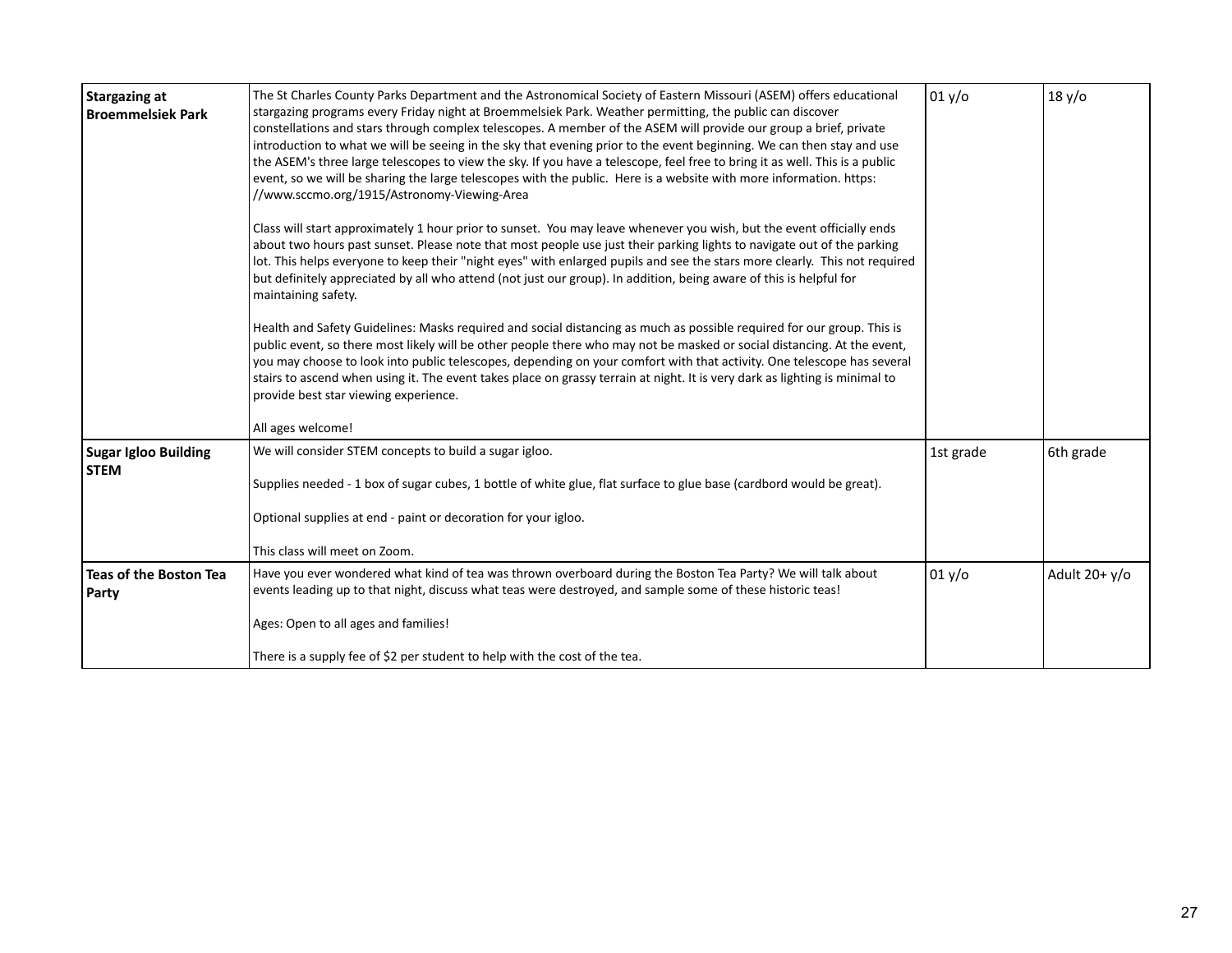| **Stargazing at Broemmelsiek Park** | The St Charles County Parks Department and the Astronomical Society of Eastern Missouri (ASEM) offers educational stargazing programs every Friday night at Broemmelsiek Park. Weather permitting, the public can discover constellations and stars through complex telescopes. A member of the ASEM will provide our group a brief, private introduction to what we will be seeing in the sky that evening prior to the event beginning. We can then stay and use the ASEM's three large telescopes to view the sky. If you have a telescope, feel free to bring it as well. This is a public event, so we will be sharing the large telescopes with the public. Here is a website with more information. https://www.sccmo.org/1915/Astronomy-Viewing-Area<br><br>Class will start approximately 1 hour prior to sunset. You may leave whenever you wish, but the event officially ends about two hours past sunset. Please note that most people use just their parking lights to navigate out of the parking lot. This helps everyone to keep their "night eyes" with enlarged pupils and see the stars more clearly. This not required but definitely appreciated by all who attend (not just our group). In addition, being aware of this is helpful for maintaining safety.<br><br>Health and Safety Guidelines: Masks required and social distancing as much as possible required for our group. This is public event, so there most likely will be other people there who may not be masked or social distancing. At the event, you may choose to look into public telescopes, depending on your comfort with that activity. One telescope has several stairs to ascend when using it. The event takes place on grassy terrain at night. It is very dark as lighting is minimal to provide best star viewing experience.<br><br>All ages welcome! | 01 y/o | 18 y/o |
|---|---|---|---|
| **Sugar Igloo Building STEM** | We will consider STEM concepts to build a sugar igloo.<br><br>Supplies needed - 1 box of sugar cubes, 1 bottle of white glue, flat surface to glue base (cardbord would be great).<br><br>Optional supplies at end - paint or decoration for your igloo.<br><br>This class will meet on Zoom. | 1st grade | 6th grade |
| **Teas of the Boston Tea Party** | Have you ever wondered what kind of tea was thrown overboard during the Boston Tea Party? We will talk about events leading up to that night, discuss what teas were destroyed, and sample some of these historic teas!<br><br>Ages: Open to all ages and families!<br><br>There is a supply fee of $2 per student to help with the cost of the tea. | 01 y/o | Adult 20+ y/o |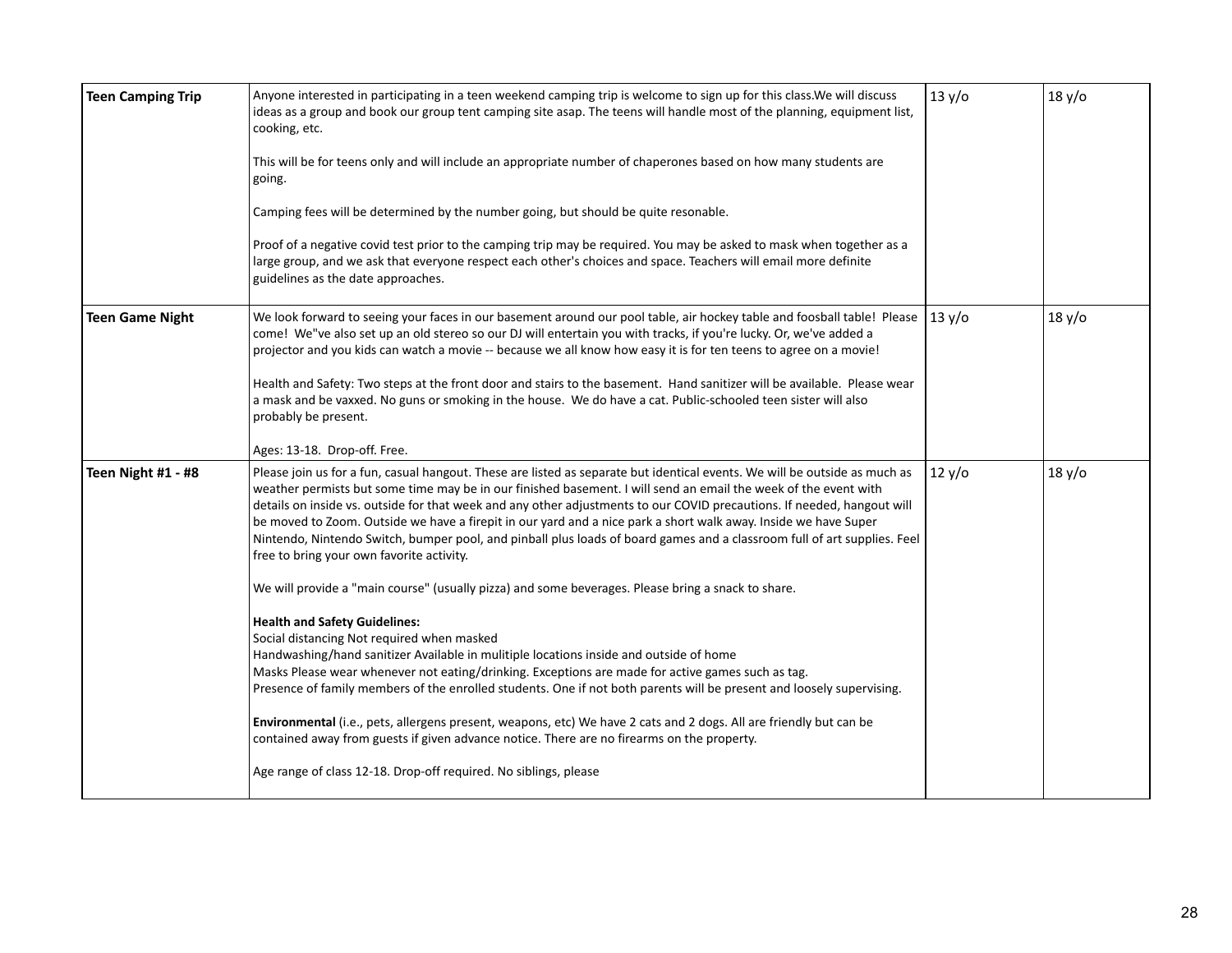| Teen Camping Trip | Anyone interested in participating in a teen weekend camping trip is welcome to sign up for this class.We will discuss ideas as a group and book our group tent camping site asap. The teens will handle most of the planning, equipment list, cooking, etc.<br><br>This will be for teens only and will include an appropriate number of chaperones based on how many students are going.<br><br>Camping fees will be determined by the number going, but should be quite resonable.<br><br>Proof of a negative covid test prior to the camping trip may be required. You may be asked to mask when together as a large group, and we ask that everyone respect each other's choices and space. Teachers will email more definite guidelines as the date approaches. | 13 y/o | 18 y/o |
|---|---|---|---|
| **Teen Game Night** | We look forward to seeing your faces in our basement around our pool table, air hockey table and foosball table! Please come! We"ve also set up an old stereo so our DJ will entertain you with tracks, if you're lucky. Or, we've added a projector and you kids can watch a movie -- because we all know how easy it is for ten teens to agree on a movie!<br><br>Health and Safety: Two steps at the front door and stairs to the basement. Hand sanitizer will be available. Please wear a mask and be vaxxed. No guns or smoking in the house. We do have a cat. Public-schooled teen sister will also probably be present.<br><br>Ages: 13-18. Drop-off. Free. | 13 y/o | 18 y/o |
| **Teen Night #1 - #8** | Please join us for a fun, casual hangout. These are listed as separate but identical events. We will be outside as much as weather permits but some time may be in our finished basement. I will send an email the week of the event with details on inside vs. outside for that week and any other adjustments to our COVID precautions. If needed, hangout will be moved to Zoom. Outside we have a firepit in our yard and a nice park a short walk away. Inside we have Super Nintendo, Nintendo Switch, bumper pool, and pinball plus loads of board games and a classroom full of art supplies. Feel free to bring your own favorite activity.<br><br>We will provide a "main course" (usually pizza) and some beverages. Please bring a snack to share.<br><br>**Health and Safety Guidelines:**<br>Social distancing Not required when masked<br>Handwashing/hand sanitizer Available in mulitiple locations inside and outside of home<br>Masks Please wear whenever not eating/drinking. Exceptions are made for active games such as tag.<br>Presence of family members of the enrolled students. One if not both parents will be present and loosely supervising.<br><br>**Environmental** (i.e., pets, allergens present, weapons, etc) We have 2 cats and 2 dogs. All are friendly but can be contained away from guests if given advance notice. There are no firearms on the property.<br><br>Age range of class 12-18. Drop-off required. No siblings, please | 12 y/o | 18 y/o |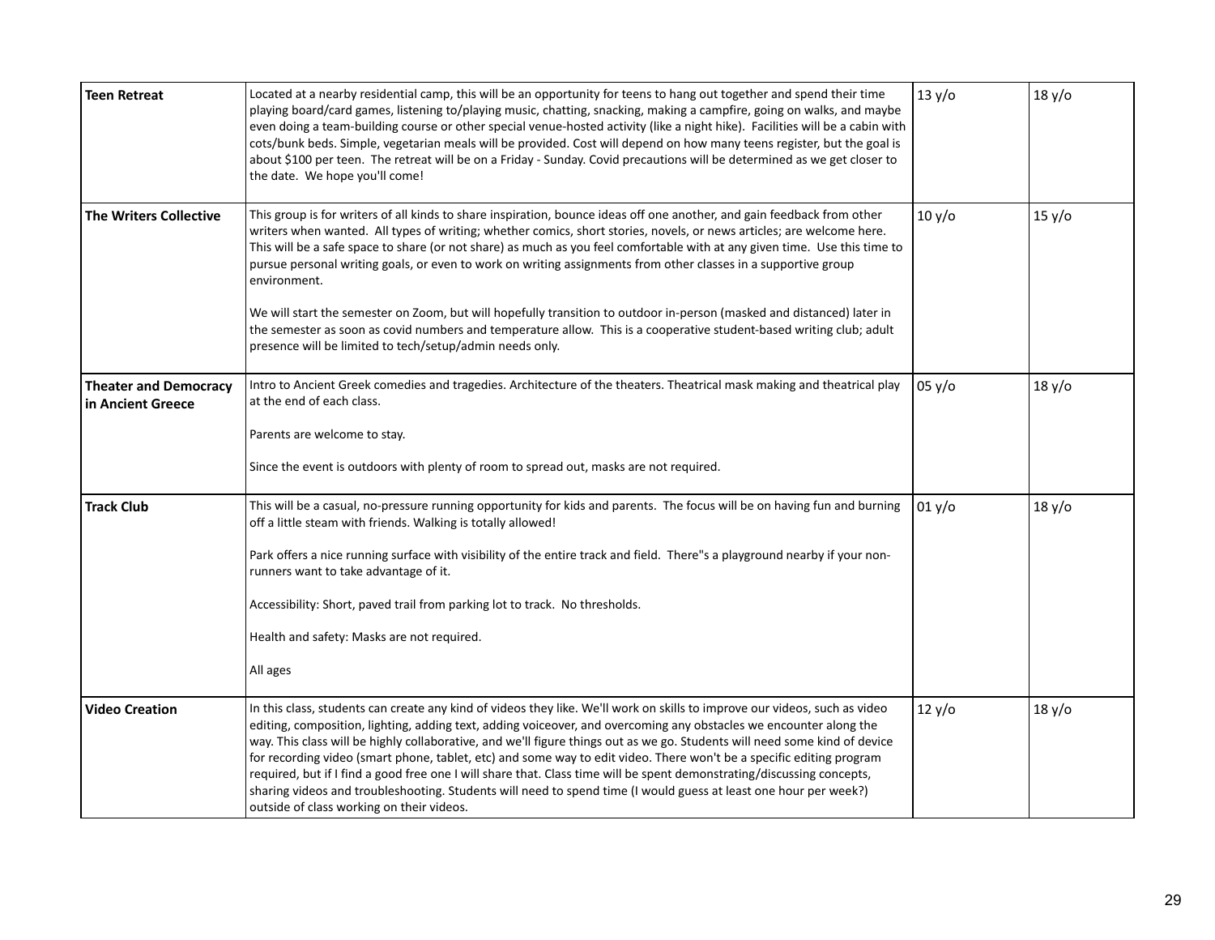| **Teen Retreat** | Located at a nearby residential camp, this will be an opportunity for teens to hang out together and spend their time playing board/card games, listening to/playing music, chatting, snacking, making a campfire, going on walks, and maybe even doing a team-building course or other special venue-hosted activity (like a night hike). Facilities will be a cabin with cots/bunk beds. Simple, vegetarian meals will be provided. Cost will depend on how many teens register, but the goal is about $100 per teen. The retreat will be on a Friday - Sunday. Covid precautions will be determined as we get closer to the date. We hope you'll come! | 13 y/o | 18 y/o |
|---|---|---|---|
| **The Writers Collective** | This group is for writers of all kinds to share inspiration, bounce ideas off one another, and gain feedback from other writers when wanted. All types of writing; whether comics, short stories, novels, or news articles; are welcome here. This will be a safe space to share (or not share) as much as you feel comfortable with at any given time. Use this time to pursue personal writing goals, or even to work on writing assignments from other classes in a supportive group environment.<br><br>We will start the semester on Zoom, but will hopefully transition to outdoor in-person (masked and distanced) later in the semester as soon as covid numbers and temperature allow. This is a cooperative student-based writing club; adult presence will be limited to tech/setup/admin needs only. | 10 y/o | 15 y/o |
| **Theater and Democracy in Ancient Greece** | Intro to Ancient Greek comedies and tragedies. Architecture of the theaters. Theatrical mask making and theatrical play at the end of each class.<br><br>Parents are welcome to stay.<br><br>Since the event is outdoors with plenty of room to spread out, masks are not required. | 05 y/o | 18 y/o |
| **Track Club** | This will be a casual, no-pressure running opportunity for kids and parents. The focus will be on having fun and burning off a little steam with friends. Walking is totally allowed!<br><br>Park offers a nice running surface with visibility of the entire track and field. There"s a playground nearby if your non-runners want to take advantage of it.<br><br>Accessibility: Short, paved trail from parking lot to track. No thresholds.<br><br>Health and safety: Masks are not required.<br><br>All ages | 01 y/o | 18 y/o |
| **Video Creation** | In this class, students can create any kind of videos they like. We'll work on skills to improve our videos, such as video editing, composition, lighting, adding text, adding voiceover, and overcoming any obstacles we encounter along the way. This class will be highly collaborative, and we'll figure things out as we go. Students will need some kind of device for recording video (smart phone, tablet, etc) and some way to edit video. There won't be a specific editing program required, but if I find a good free one I will share that. Class time will be spent demonstrating/discussing concepts, sharing videos and troubleshooting. Students will need to spend time (I would guess at least one hour per week?) outside of class working on their videos. | 12 y/o | 18 y/o |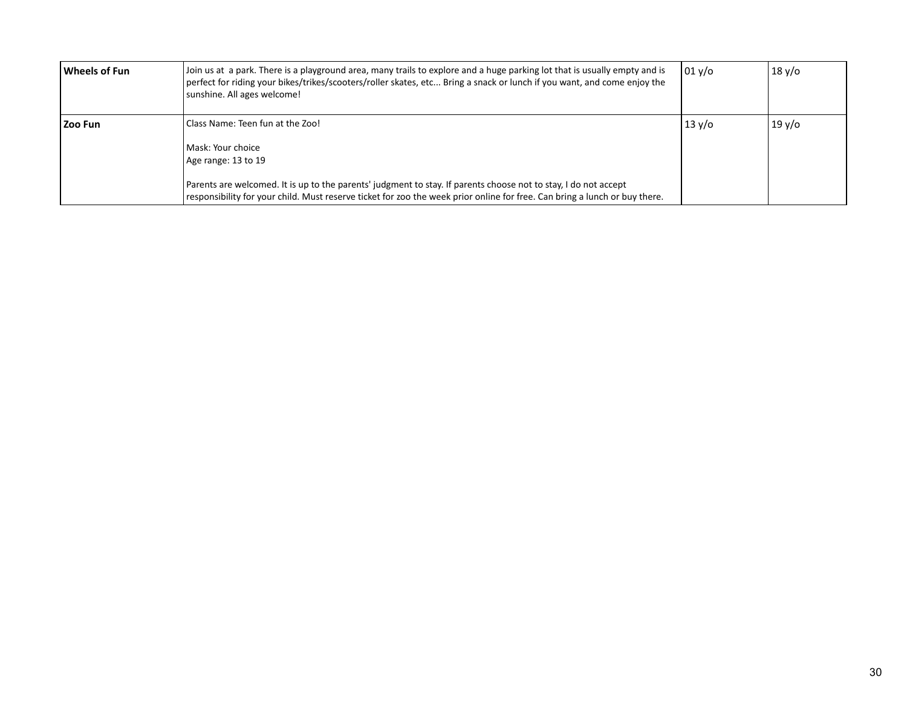| | | | |
|---|---|---|---|
| **Wheels of Fun** | Join us at  a park. There is a playground area, many trails to explore and a huge parking lot that is usually empty and is perfect for riding your bikes/trikes/scooters/roller skates, etc... Bring a snack or lunch if you want, and come enjoy the sunshine. All ages welcome! | 01 y/o | 18 y/o |
| **Zoo Fun** | Class Name: Teen fun at the Zoo!<br><br>Mask: Your choice<br>Age range: 13 to 19<br><br>Parents are welcomed. It is up to the parents' judgment to stay. If parents choose not to stay, I do not accept responsibility for your child. Must reserve ticket for zoo the week prior online for free. Can bring a lunch or buy there. | 13 y/o | 19 y/o |